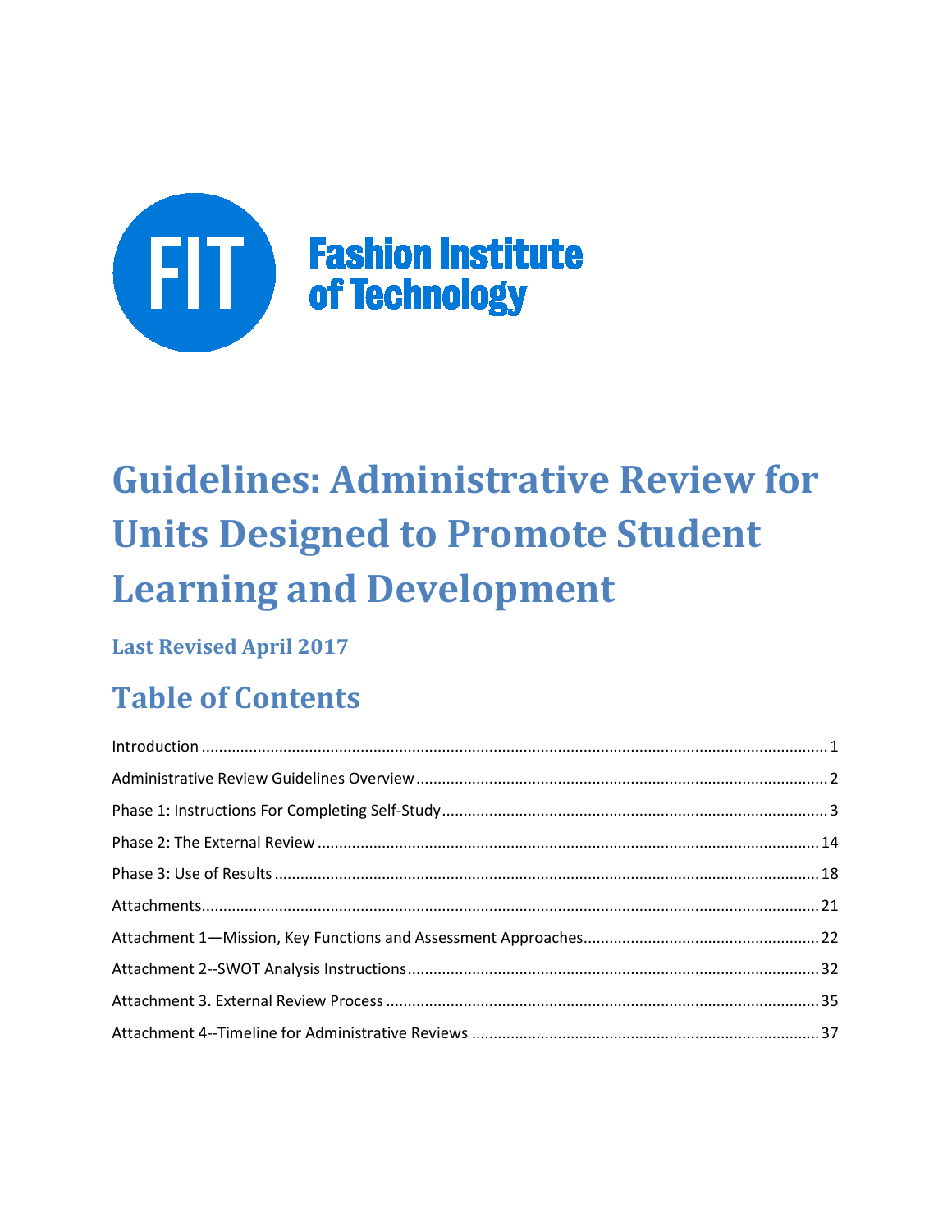Fashion Institute of Technology

# Guidelines: Administrative Review for Units Designed to Promote Student Learning and Development

### Last Revised April 2017

## Table of Contents

Introduction ........................................................................................................................................ 1

Administrative Review Guidelines Overview ........................................................................................ 2

Phase 1: Instructions For Completing Self-Study ................................................................................. 3

Phase 2: The External Review ............................................................................................................ 14

Phase 3: Use of Results ..................................................................................................................... 18

Attachments...................................................................................................................................... 21

Attachment 1—Mission, Key Functions and Assessment Approaches................................................. 22

Attachment 2--SWOT Analysis Instructions ........................................................................................ 32

Attachment 3. External Review Process ............................................................................................. 35

Attachment 4--Timeline for Administrative Reviews ......................................................................... 37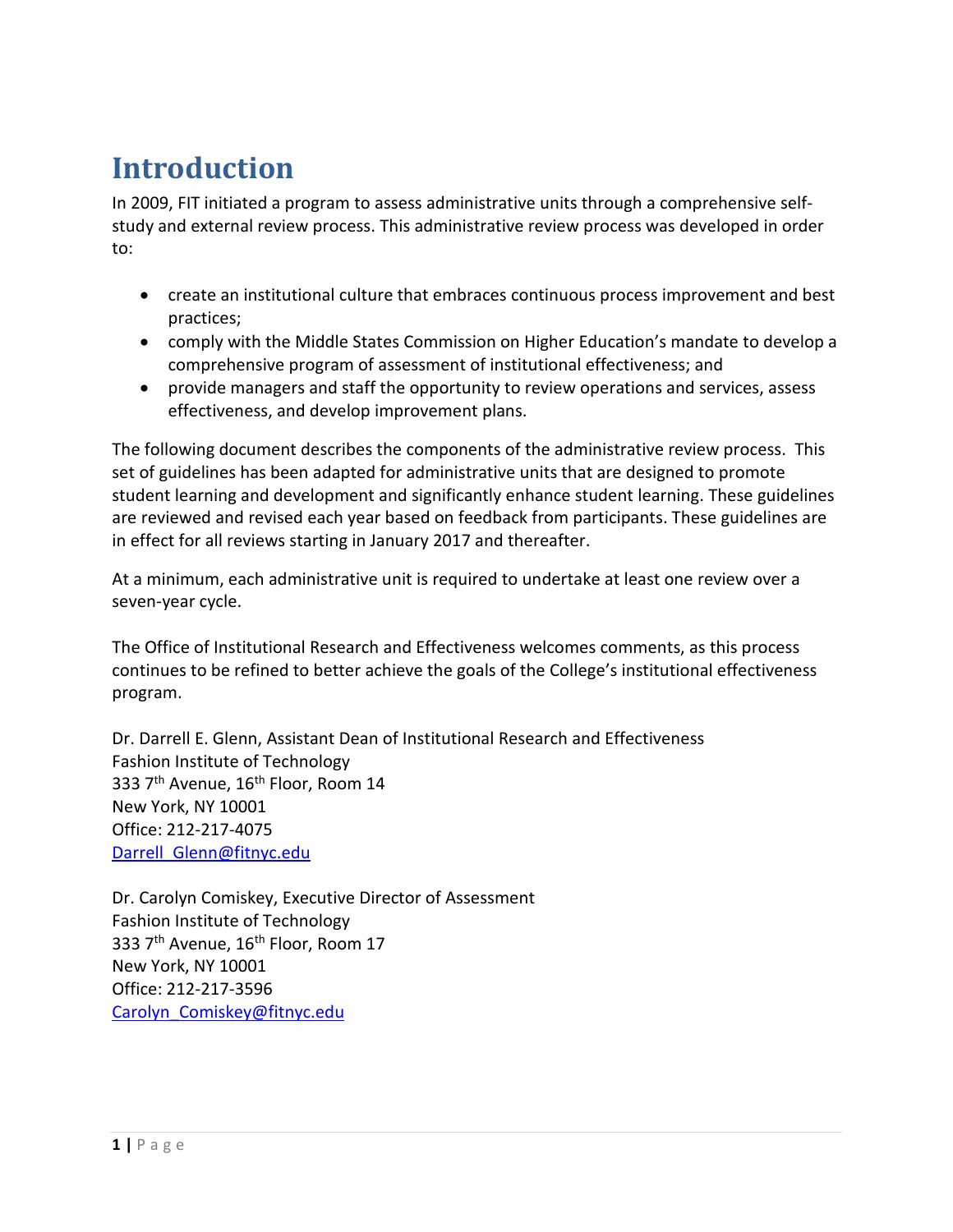# Introduction

In 2009, FIT initiated a program to assess administrative units through a comprehensive self-study and external review process. This administrative review process was developed in order to:

- create an institutional culture that embraces continuous process improvement and best practices;
- comply with the Middle States Commission on Higher Education's mandate to develop a comprehensive program of assessment of institutional effectiveness; and
- provide managers and staff the opportunity to review operations and services, assess effectiveness, and develop improvement plans.

The following document describes the components of the administrative review process. This set of guidelines has been adapted for administrative units that are designed to promote student learning and development and significantly enhance student learning. These guidelines are reviewed and revised each year based on feedback from participants. These guidelines are in effect for all reviews starting in January 2017 and thereafter.

At a minimum, each administrative unit is required to undertake at least one review over a seven-year cycle.

The Office of Institutional Research and Effectiveness welcomes comments, as this process continues to be refined to better achieve the goals of the College's institutional effectiveness program.

Dr. Darrell E. Glenn, Assistant Dean of Institutional Research and Effectiveness
Fashion Institute of Technology
333 7th Avenue, 16th Floor, Room 14
New York, NY 10001
Office: 212-217-4075
Darrell_Glenn@fitnyc.edu

Dr. Carolyn Comiskey, Executive Director of Assessment
Fashion Institute of Technology
333 7th Avenue, 16th Floor, Room 17
New York, NY 10001
Office: 212-217-3596
Carolyn_Comiskey@fitnyc.edu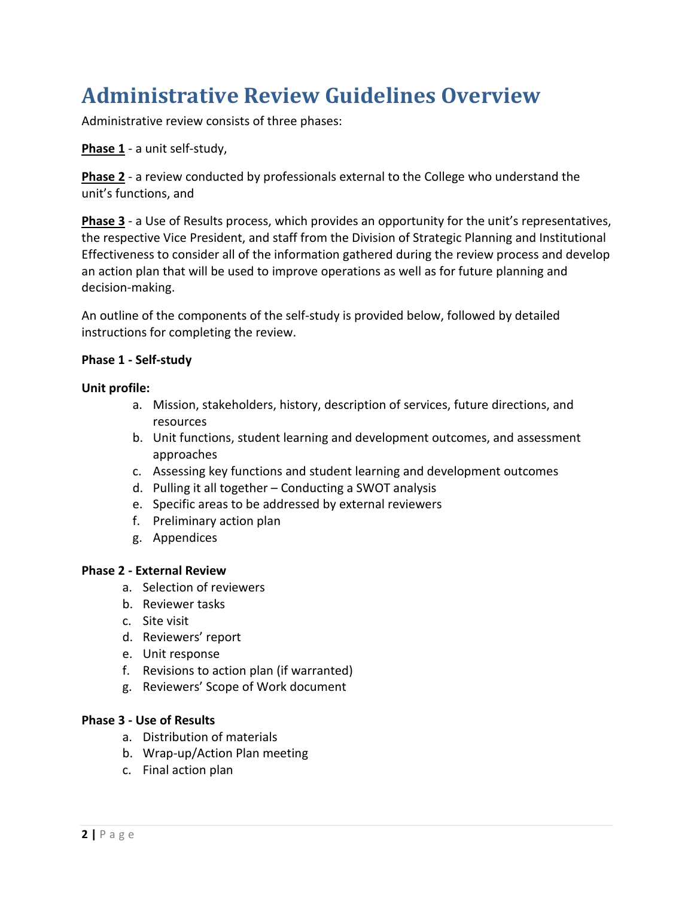# Administrative Review Guidelines Overview

Administrative review consists of three phases:

**<u>Phase 1</u>** - a unit self-study,

**<u>Phase 2</u>** - a review conducted by professionals external to the College who understand the unit's functions, and

**<u>Phase 3</u>** - a Use of Results process, which provides an opportunity for the unit's representatives, the respective Vice President, and staff from the Division of Strategic Planning and Institutional Effectiveness to consider all of the information gathered during the review process and develop an action plan that will be used to improve operations as well as for future planning and decision-making.

An outline of the components of the self-study is provided below, followed by detailed instructions for completing the review.

**Phase 1 - Self-study**

**Unit profile:**

a. Mission, stakeholders, history, description of services, future directions, and resources
b. Unit functions, student learning and development outcomes, and assessment approaches
c. Assessing key functions and student learning and development outcomes
d. Pulling it all together – Conducting a SWOT analysis
e. Specific areas to be addressed by external reviewers
f. Preliminary action plan
g. Appendices

**Phase 2 - External Review**

a. Selection of reviewers
b. Reviewer tasks
c. Site visit
d. Reviewers' report
e. Unit response
f. Revisions to action plan (if warranted)
g. Reviewers' Scope of Work document

**Phase 3 - Use of Results**

a. Distribution of materials
b. Wrap-up/Action Plan meeting
c. Final action plan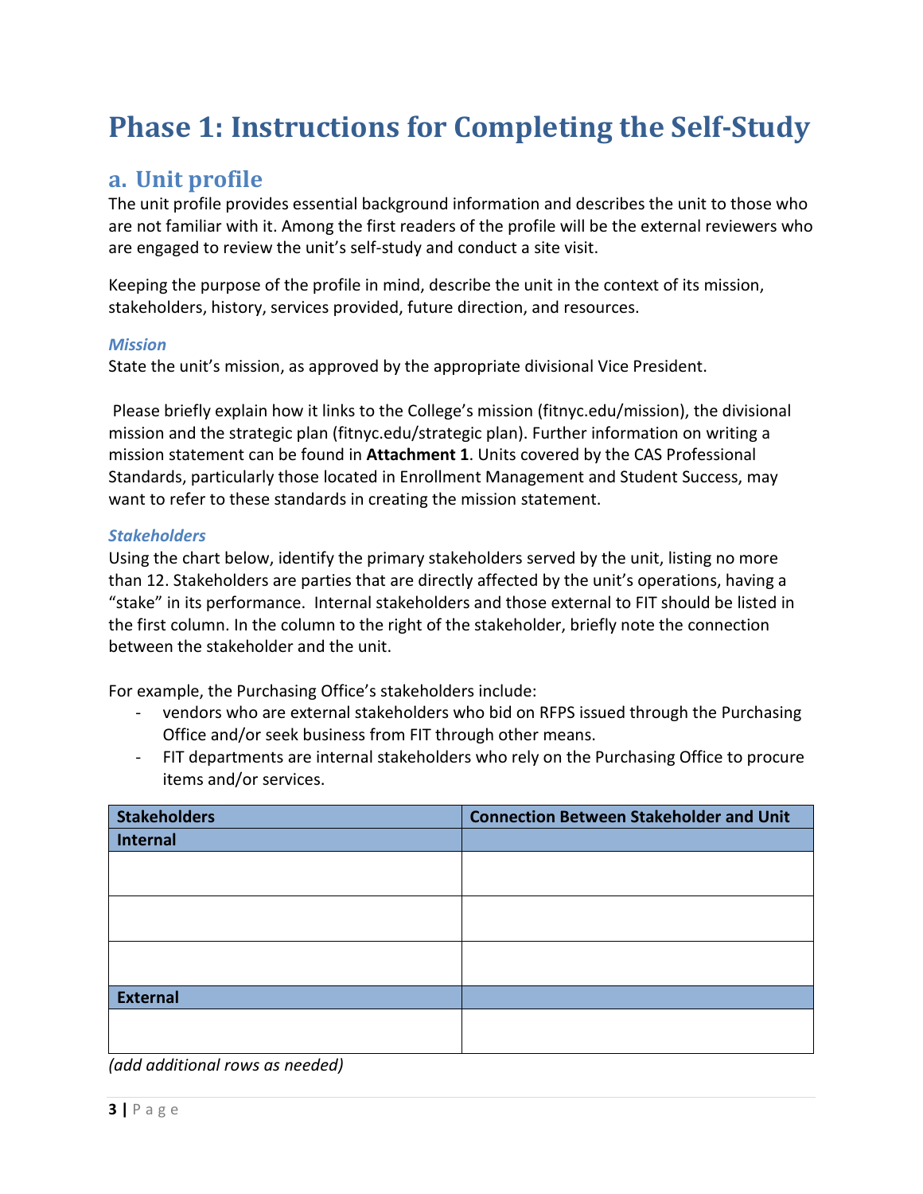# Phase 1: Instructions for Completing the Self-Study

## a. Unit profile

The unit profile provides essential background information and describes the unit to those who are not familiar with it. Among the first readers of the profile will be the external reviewers who are engaged to review the unit's self-study and conduct a site visit.

Keeping the purpose of the profile in mind, describe the unit in the context of its mission, stakeholders, history, services provided, future direction, and resources.

### *Mission*

State the unit's mission, as approved by the appropriate divisional Vice President.

Please briefly explain how it links to the College's mission (fitnyc.edu/mission), the divisional mission and the strategic plan (fitnyc.edu/strategic plan). Further information on writing a mission statement can be found in **Attachment 1**. Units covered by the CAS Professional Standards, particularly those located in Enrollment Management and Student Success, may want to refer to these standards in creating the mission statement.

### *Stakeholders*

Using the chart below, identify the primary stakeholders served by the unit, listing no more than 12. Stakeholders are parties that are directly affected by the unit's operations, having a "stake" in its performance. Internal stakeholders and those external to FIT should be listed in the first column. In the column to the right of the stakeholder, briefly note the connection between the stakeholder and the unit.

For example, the Purchasing Office's stakeholders include:

- vendors who are external stakeholders who bid on RFPS issued through the Purchasing Office and/or seek business from FIT through other means.
- FIT departments are internal stakeholders who rely on the Purchasing Office to procure items and/or services.

| Stakeholders | Connection Between Stakeholder and Unit |
|---|---|
| **Internal** | |
| | |
| | |
| | |
| **External** | |
| | |

*(add additional rows as needed)*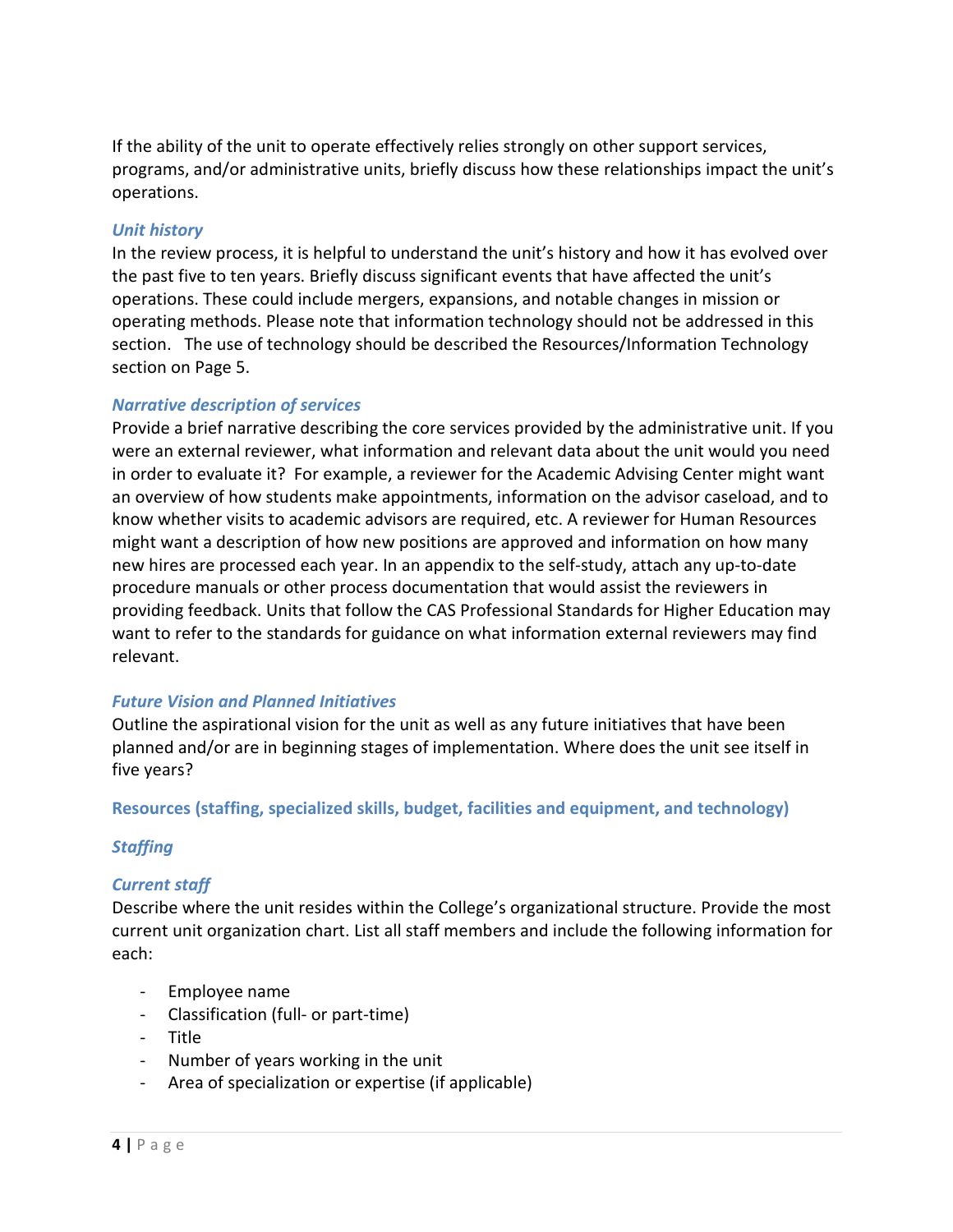If the ability of the unit to operate effectively relies strongly on other support services, programs, and/or administrative units, briefly discuss how these relationships impact the unit's operations.

### *Unit history*

In the review process, it is helpful to understand the unit's history and how it has evolved over the past five to ten years. Briefly discuss significant events that have affected the unit's operations. These could include mergers, expansions, and notable changes in mission or operating methods. Please note that information technology should not be addressed in this section. The use of technology should be described the Resources/Information Technology section on Page 5.

### *Narrative description of services*

Provide a brief narrative describing the core services provided by the administrative unit. If you were an external reviewer, what information and relevant data about the unit would you need in order to evaluate it? For example, a reviewer for the Academic Advising Center might want an overview of how students make appointments, information on the advisor caseload, and to know whether visits to academic advisors are required, etc. A reviewer for Human Resources might want a description of how new positions are approved and information on how many new hires are processed each year. In an appendix to the self-study, attach any up-to-date procedure manuals or other process documentation that would assist the reviewers in providing feedback. Units that follow the CAS Professional Standards for Higher Education may want to refer to the standards for guidance on what information external reviewers may find relevant.

### *Future Vision and Planned Initiatives*

Outline the aspirational vision for the unit as well as any future initiatives that have been planned and/or are in beginning stages of implementation. Where does the unit see itself in five years?

## Resources (staffing, specialized skills, budget, facilities and equipment, and technology)

### *Staffing*

### *Current staff*

Describe where the unit resides within the College's organizational structure. Provide the most current unit organization chart. List all staff members and include the following information for each:

- Employee name
- Classification (full- or part-time)
- Title
- Number of years working in the unit
- Area of specialization or expertise (if applicable)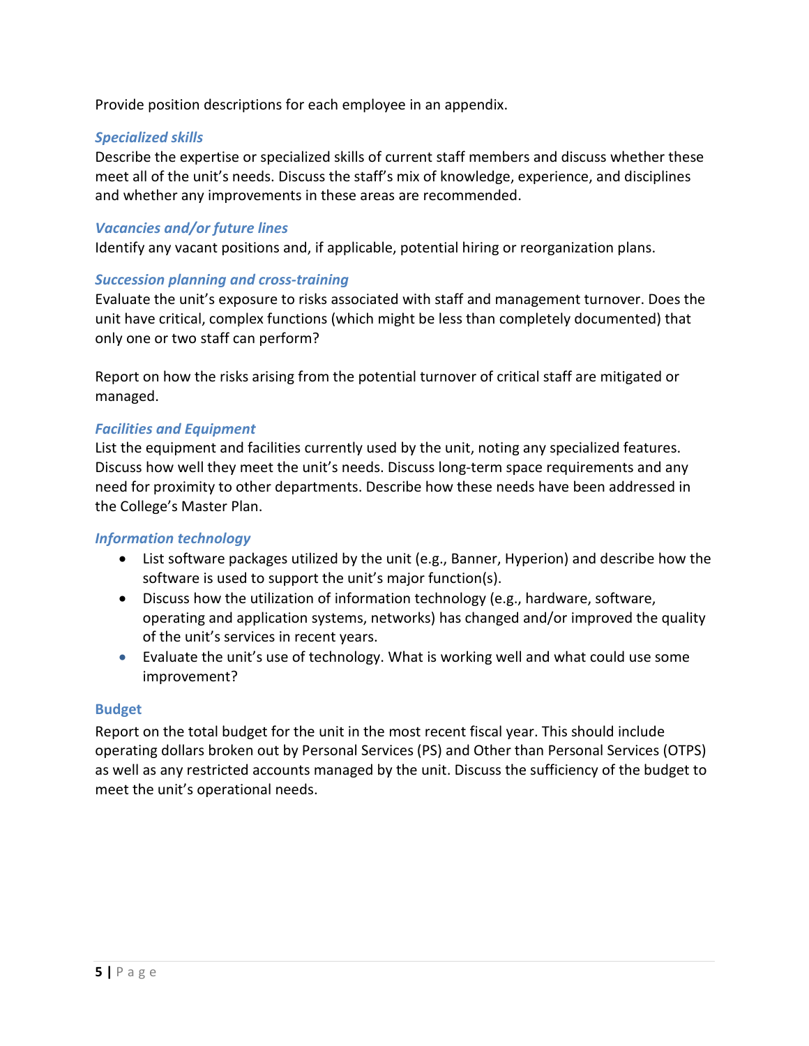Provide position descriptions for each employee in an appendix.

### *Specialized skills*

Describe the expertise or specialized skills of current staff members and discuss whether these meet all of the unit's needs. Discuss the staff's mix of knowledge, experience, and disciplines and whether any improvements in these areas are recommended.

### *Vacancies and/or future lines*

Identify any vacant positions and, if applicable, potential hiring or reorganization plans.

### *Succession planning and cross-training*

Evaluate the unit's exposure to risks associated with staff and management turnover. Does the unit have critical, complex functions (which might be less than completely documented) that only one or two staff can perform?

Report on how the risks arising from the potential turnover of critical staff are mitigated or managed.

### *Facilities and Equipment*

List the equipment and facilities currently used by the unit, noting any specialized features. Discuss how well they meet the unit's needs. Discuss long-term space requirements and any need for proximity to other departments. Describe how these needs have been addressed in the College's Master Plan.

### *Information technology*

- List software packages utilized by the unit (e.g., Banner, Hyperion) and describe how the software is used to support the unit's major function(s).
- Discuss how the utilization of information technology (e.g., hardware, software, operating and application systems, networks) has changed and/or improved the quality of the unit's services in recent years.
- Evaluate the unit's use of technology. What is working well and what could use some improvement?

### Budget

Report on the total budget for the unit in the most recent fiscal year. This should include operating dollars broken out by Personal Services (PS) and Other than Personal Services (OTPS) as well as any restricted accounts managed by the unit. Discuss the sufficiency of the budget to meet the unit's operational needs.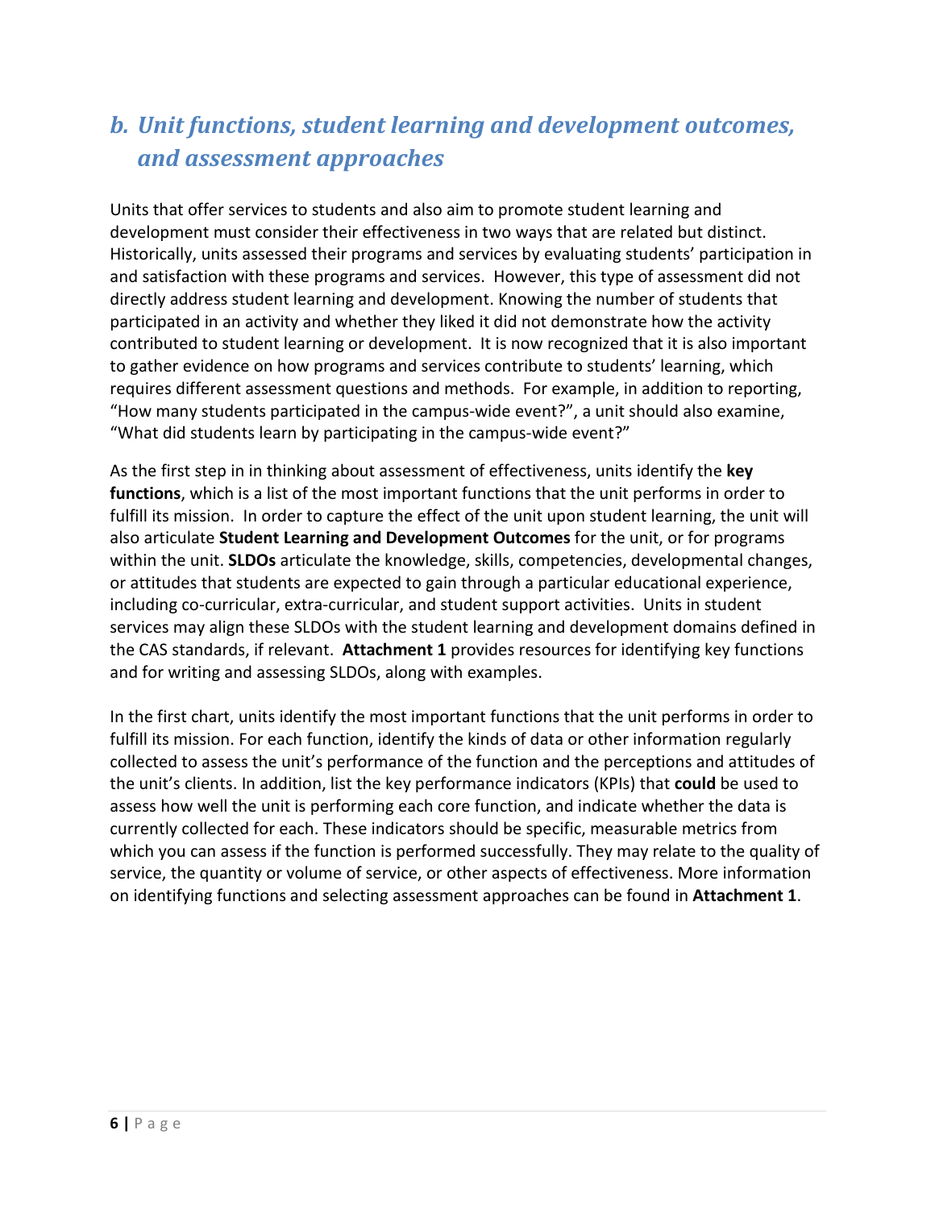## *b. Unit functions, student learning and development outcomes, and assessment approaches*

Units that offer services to students and also aim to promote student learning and development must consider their effectiveness in two ways that are related but distinct. Historically, units assessed their programs and services by evaluating students' participation in and satisfaction with these programs and services. However, this type of assessment did not directly address student learning and development. Knowing the number of students that participated in an activity and whether they liked it did not demonstrate how the activity contributed to student learning or development. It is now recognized that it is also important to gather evidence on how programs and services contribute to students' learning, which requires different assessment questions and methods. For example, in addition to reporting, "How many students participated in the campus-wide event?", a unit should also examine, "What did students learn by participating in the campus-wide event?"

As the first step in in thinking about assessment of effectiveness, units identify the **key functions**, which is a list of the most important functions that the unit performs in order to fulfill its mission. In order to capture the effect of the unit upon student learning, the unit will also articulate **Student Learning and Development Outcomes** for the unit, or for programs within the unit. **SLDOs** articulate the knowledge, skills, competencies, developmental changes, or attitudes that students are expected to gain through a particular educational experience, including co-curricular, extra-curricular, and student support activities. Units in student services may align these SLDOs with the student learning and development domains defined in the CAS standards, if relevant. **Attachment 1** provides resources for identifying key functions and for writing and assessing SLDOs, along with examples.

In the first chart, units identify the most important functions that the unit performs in order to fulfill its mission. For each function, identify the kinds of data or other information regularly collected to assess the unit's performance of the function and the perceptions and attitudes of the unit's clients. In addition, list the key performance indicators (KPIs) that **could** be used to assess how well the unit is performing each core function, and indicate whether the data is currently collected for each. These indicators should be specific, measurable metrics from which you can assess if the function is performed successfully. They may relate to the quality of service, the quantity or volume of service, or other aspects of effectiveness. More information on identifying functions and selecting assessment approaches can be found in **Attachment 1**.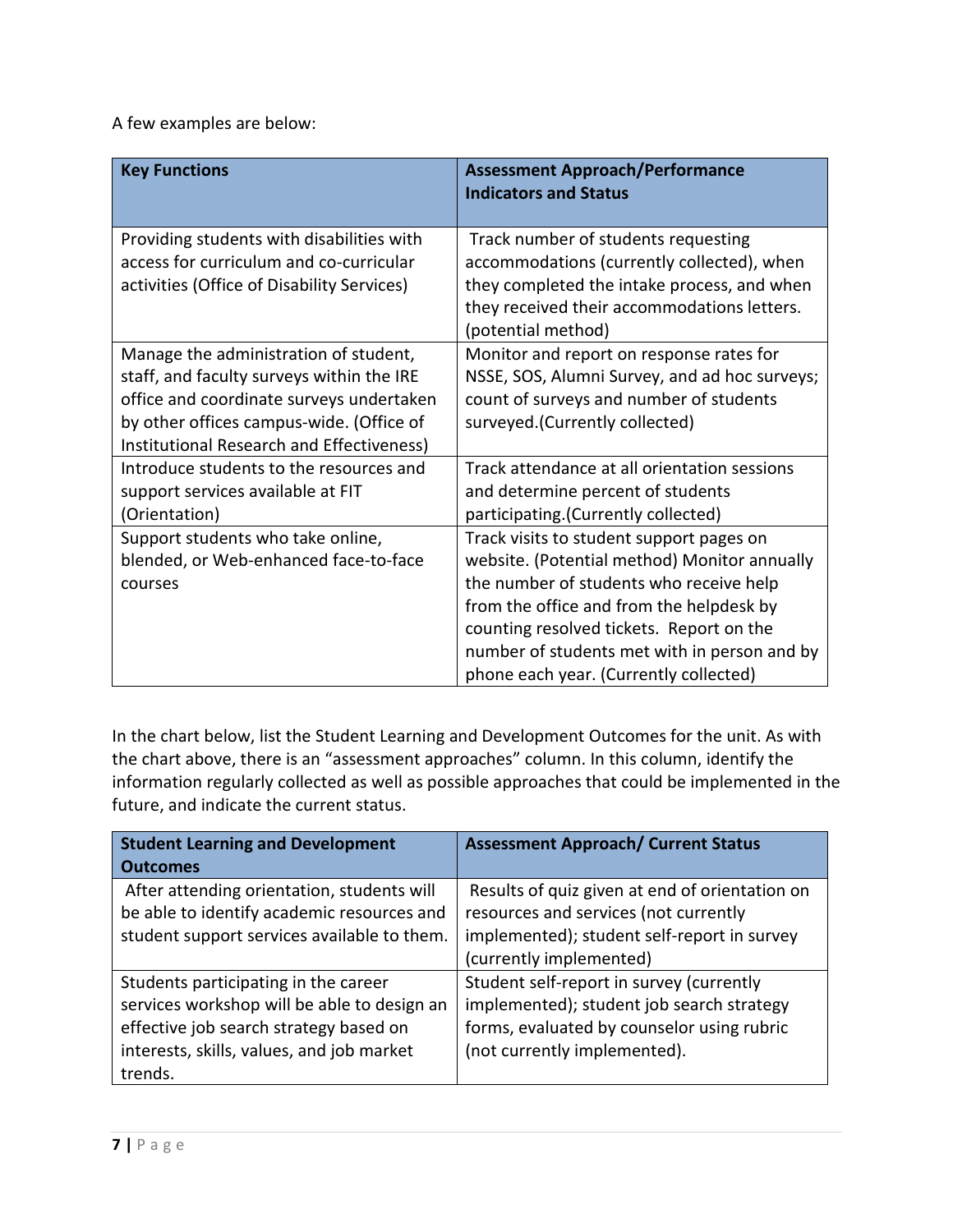A few examples are below:

| Key Functions | Assessment Approach/Performance Indicators and Status |
| --- | --- |
| Providing students with disabilities with access for curriculum and co-curricular activities (Office of Disability Services) | Track number of students requesting accommodations (currently collected), when they completed the intake process, and when they received their accommodations letters. (potential method) |
| Manage the administration of student, staff, and faculty surveys within the IRE office and coordinate surveys undertaken by other offices campus-wide. (Office of Institutional Research and Effectiveness) | Monitor and report on response rates for NSSE, SOS, Alumni Survey, and ad hoc surveys; count of surveys and number of students surveyed.(Currently collected) |
| Introduce students to the resources and support services available at FIT (Orientation) | Track attendance at all orientation sessions and determine percent of students participating.(Currently collected) |
| Support students who take online, blended, or Web-enhanced face-to-face courses | Track visits to student support pages on website. (Potential method) Monitor annually the number of students who receive help from the office and from the helpdesk by counting resolved tickets. Report on the number of students met with in person and by phone each year. (Currently collected) |

In the chart below, list the Student Learning and Development Outcomes for the unit. As with the chart above, there is an "assessment approaches" column. In this column, identify the information regularly collected as well as possible approaches that could be implemented in the future, and indicate the current status.

| Student Learning and Development Outcomes | Assessment Approach/ Current Status |
| --- | --- |
| After attending orientation, students will be able to identify academic resources and student support services available to them. | Results of quiz given at end of orientation on resources and services (not currently implemented); student self-report in survey (currently implemented) |
| Students participating in the career services workshop will be able to design an effective job search strategy based on interests, skills, values, and job market trends. | Student self-report in survey (currently implemented); student job search strategy forms, evaluated by counselor using rubric (not currently implemented). |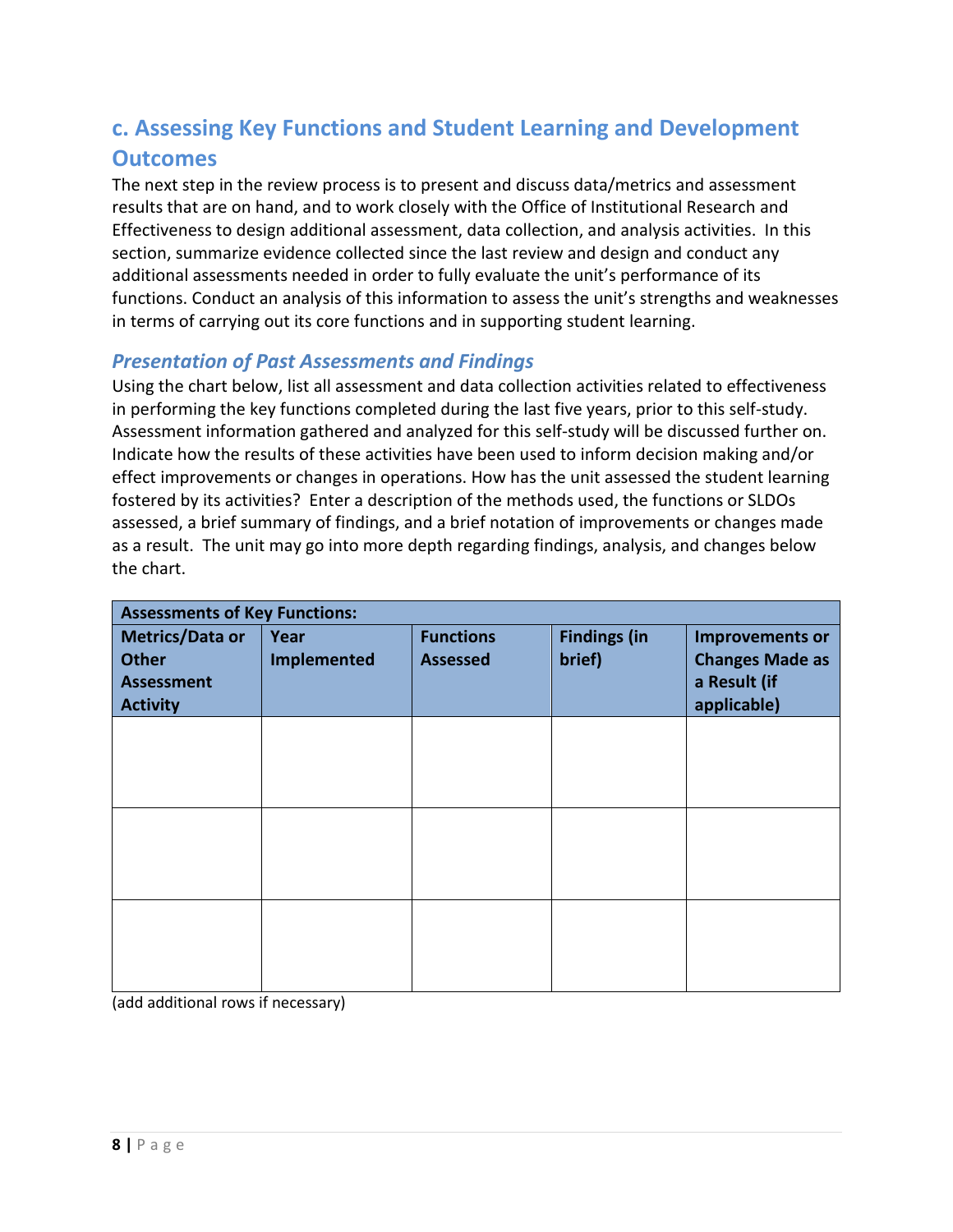## c. Assessing Key Functions and Student Learning and Development Outcomes

The next step in the review process is to present and discuss data/metrics and assessment results that are on hand, and to work closely with the Office of Institutional Research and Effectiveness to design additional assessment, data collection, and analysis activities. In this section, summarize evidence collected since the last review and design and conduct any additional assessments needed in order to fully evaluate the unit's performance of its functions. Conduct an analysis of this information to assess the unit's strengths and weaknesses in terms of carrying out its core functions and in supporting student learning.

### *Presentation of Past Assessments and Findings*

Using the chart below, list all assessment and data collection activities related to effectiveness in performing the key functions completed during the last five years, prior to this self-study. Assessment information gathered and analyzed for this self-study will be discussed further on. Indicate how the results of these activities have been used to inform decision making and/or effect improvements or changes in operations. How has the unit assessed the student learning fostered by its activities? Enter a description of the methods used, the functions or SLDOs assessed, a brief summary of findings, and a brief notation of improvements or changes made as a result. The unit may go into more depth regarding findings, analysis, and changes below the chart.

| **Assessments of Key Functions:** | | | | |
|---|---|---|---|---|
| **Metrics/Data or Other Assessment Activity** | **Year Implemented** | **Functions Assessed** | **Findings (in brief)** | **Improvements or Changes Made as a Result (if applicable)** |
| | | | | |
| | | | | |
| | | | | |

(add additional rows if necessary)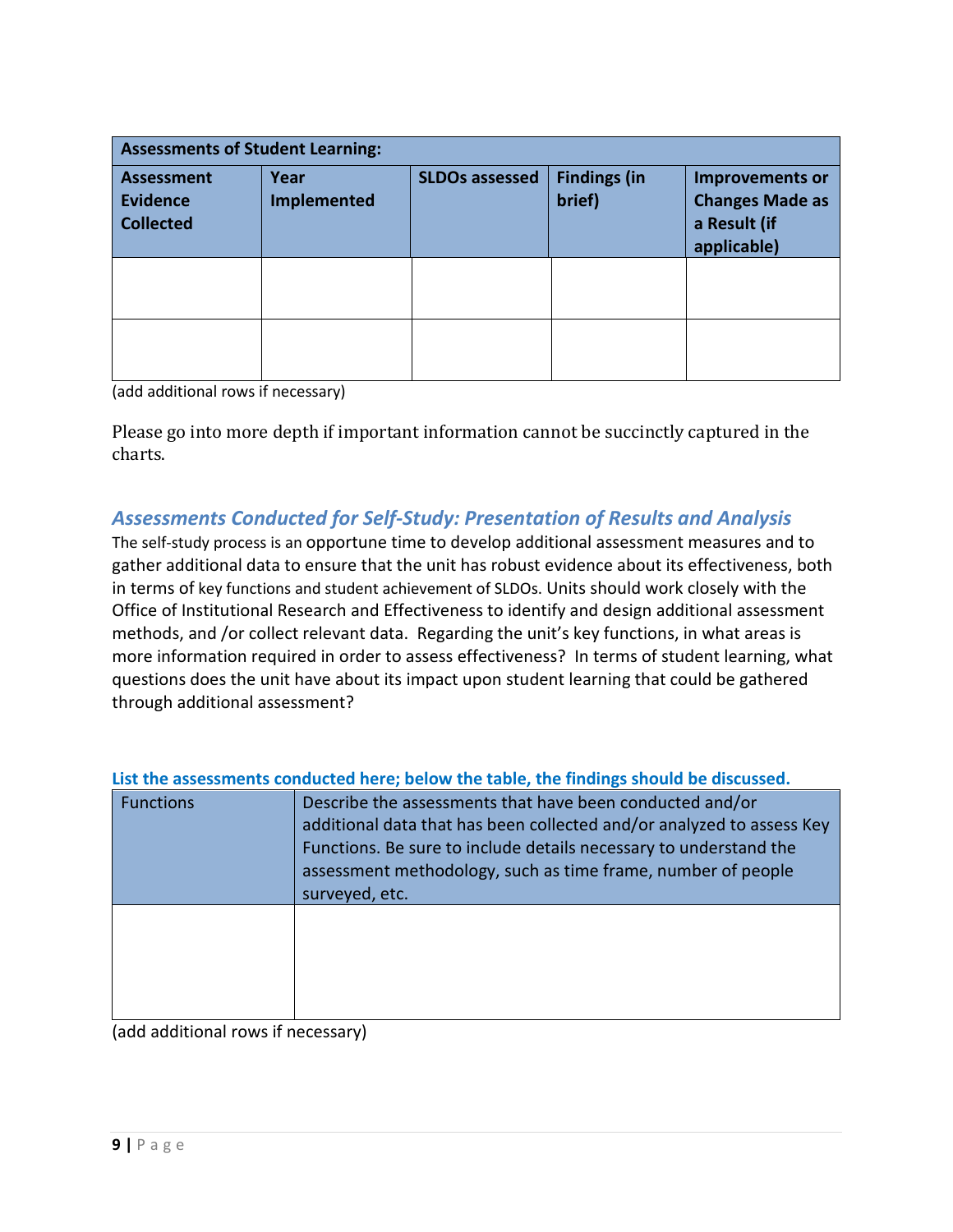| Assessments of Student Learning: | | | | |
| --- | --- | --- | --- | --- |
| **Assessment Evidence Collected** | **Year Implemented** | **SLDOs assessed** | **Findings (in brief)** | **Improvements or Changes Made as a Result (if applicable)** |
| | | | | |
| | | | | |

(add additional rows if necessary)

Please go into more depth if important information cannot be succinctly captured in the charts.

## *Assessments Conducted for Self-Study: Presentation of Results and Analysis*

The self-study process is an opportune time to develop additional assessment measures and to gather additional data to ensure that the unit has robust evidence about its effectiveness, both in terms of key functions and student achievement of SLDOs. Units should work closely with the Office of Institutional Research and Effectiveness to identify and design additional assessment methods, and /or collect relevant data. Regarding the unit's key functions, in what areas is more information required in order to assess effectiveness? In terms of student learning, what questions does the unit have about its impact upon student learning that could be gathered through additional assessment?

**List the assessments conducted here; below the table, the findings should be discussed.**

| Functions | Describe the assessments that have been conducted and/or additional data that has been collected and/or analyzed to assess Key Functions. Be sure to include details necessary to understand the assessment methodology, such as time frame, number of people surveyed, etc. |
| --- | --- |
| | |

(add additional rows if necessary)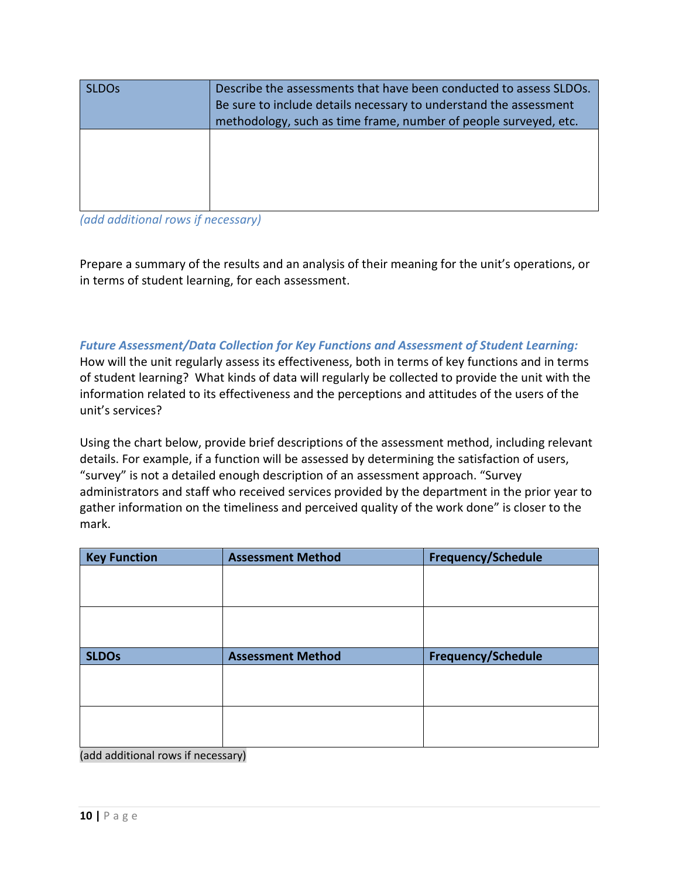| SLDOs | Describe the assessments that have been conducted to assess SLDOs. Be sure to include details necessary to understand the assessment methodology, such as time frame, number of people surveyed, etc. |
| --- | --- |
| | |

*(add additional rows if necessary)*

Prepare a summary of the results and an analysis of their meaning for the unit's operations, or in terms of student learning, for each assessment.

***Future Assessment/Data Collection for Key Functions and Assessment of Student Learning:***
How will the unit regularly assess its effectiveness, both in terms of key functions and in terms of student learning? What kinds of data will regularly be collected to provide the unit with the information related to its effectiveness and the perceptions and attitudes of the users of the unit's services?

Using the chart below, provide brief descriptions of the assessment method, including relevant details. For example, if a function will be assessed by determining the satisfaction of users, "survey" is not a detailed enough description of an assessment approach. "Survey administrators and staff who received services provided by the department in the prior year to gather information on the timeliness and perceived quality of the work done" is closer to the mark.

| **Key Function** | **Assessment Method** | **Frequency/Schedule** |
| --- | --- | --- |
| | | |
| | | |
| **SLDOs** | **Assessment Method** | **Frequency/Schedule** |
| | | |
| | | |

(add additional rows if necessary)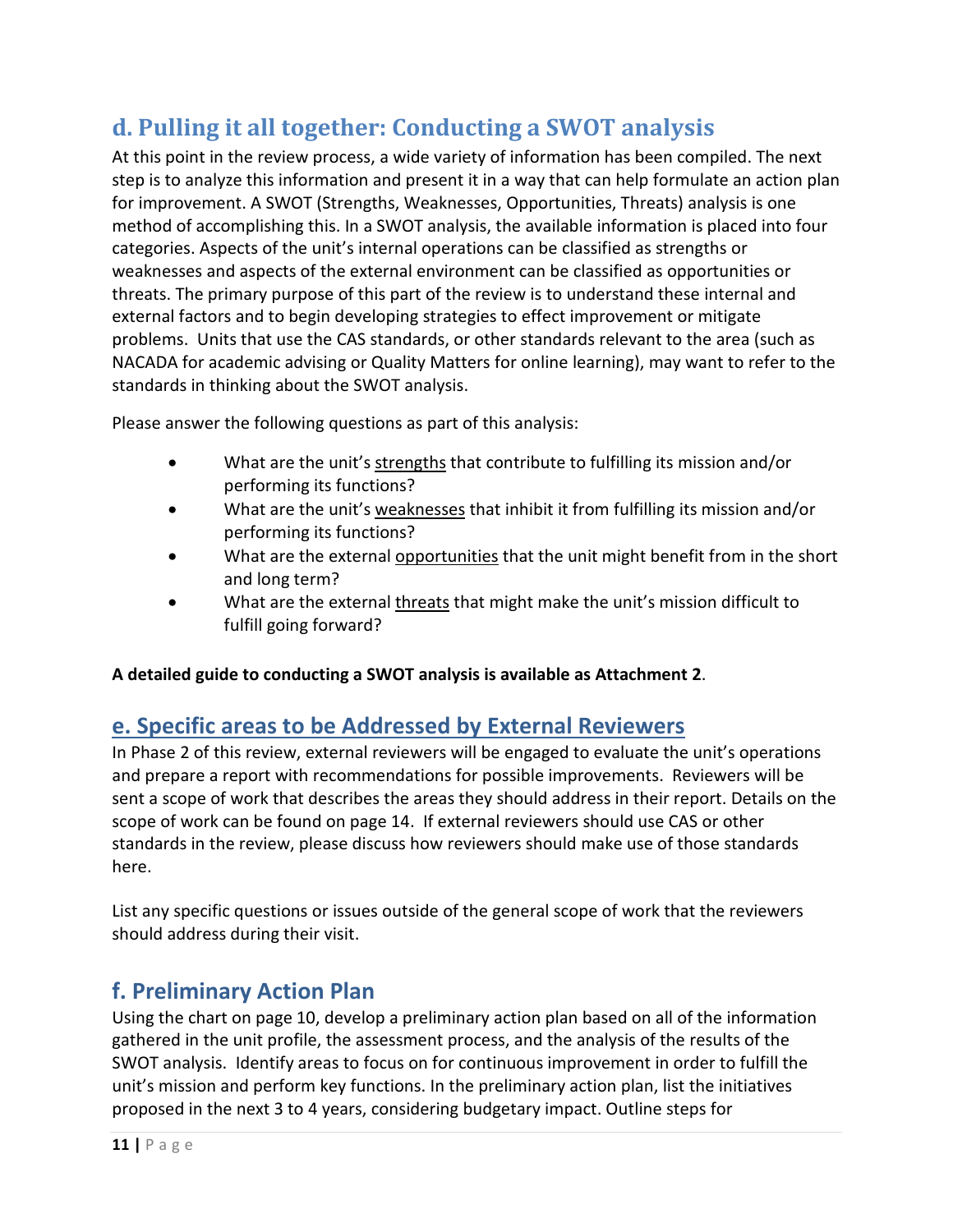## d. Pulling it all together: Conducting a SWOT analysis

At this point in the review process, a wide variety of information has been compiled. The next step is to analyze this information and present it in a way that can help formulate an action plan for improvement. A SWOT (Strengths, Weaknesses, Opportunities, Threats) analysis is one method of accomplishing this. In a SWOT analysis, the available information is placed into four categories. Aspects of the unit's internal operations can be classified as strengths or weaknesses and aspects of the external environment can be classified as opportunities or threats. The primary purpose of this part of the review is to understand these internal and external factors and to begin developing strategies to effect improvement or mitigate problems. Units that use the CAS standards, or other standards relevant to the area (such as NACADA for academic advising or Quality Matters for online learning), may want to refer to the standards in thinking about the SWOT analysis.

Please answer the following questions as part of this analysis:

- What are the unit's <u>strengths</u> that contribute to fulfilling its mission and/or performing its functions?
- What are the unit's <u>weaknesses</u> that inhibit it from fulfilling its mission and/or performing its functions?
- What are the external <u>opportunities</u> that the unit might benefit from in the short and long term?
- What are the external <u>threats</u> that might make the unit's mission difficult to fulfill going forward?

**A detailed guide to conducting a SWOT analysis is available as Attachment 2**.

## e. Specific areas to be Addressed by External Reviewers

In Phase 2 of this review, external reviewers will be engaged to evaluate the unit's operations and prepare a report with recommendations for possible improvements. Reviewers will be sent a scope of work that describes the areas they should address in their report. Details on the scope of work can be found on page 14. If external reviewers should use CAS or other standards in the review, please discuss how reviewers should make use of those standards here.

List any specific questions or issues outside of the general scope of work that the reviewers should address during their visit.

## f. Preliminary Action Plan

Using the chart on page 10, develop a preliminary action plan based on all of the information gathered in the unit profile, the assessment process, and the analysis of the results of the SWOT analysis. Identify areas to focus on for continuous improvement in order to fulfill the unit's mission and perform key functions. In the preliminary action plan, list the initiatives proposed in the next 3 to 4 years, considering budgetary impact. Outline steps for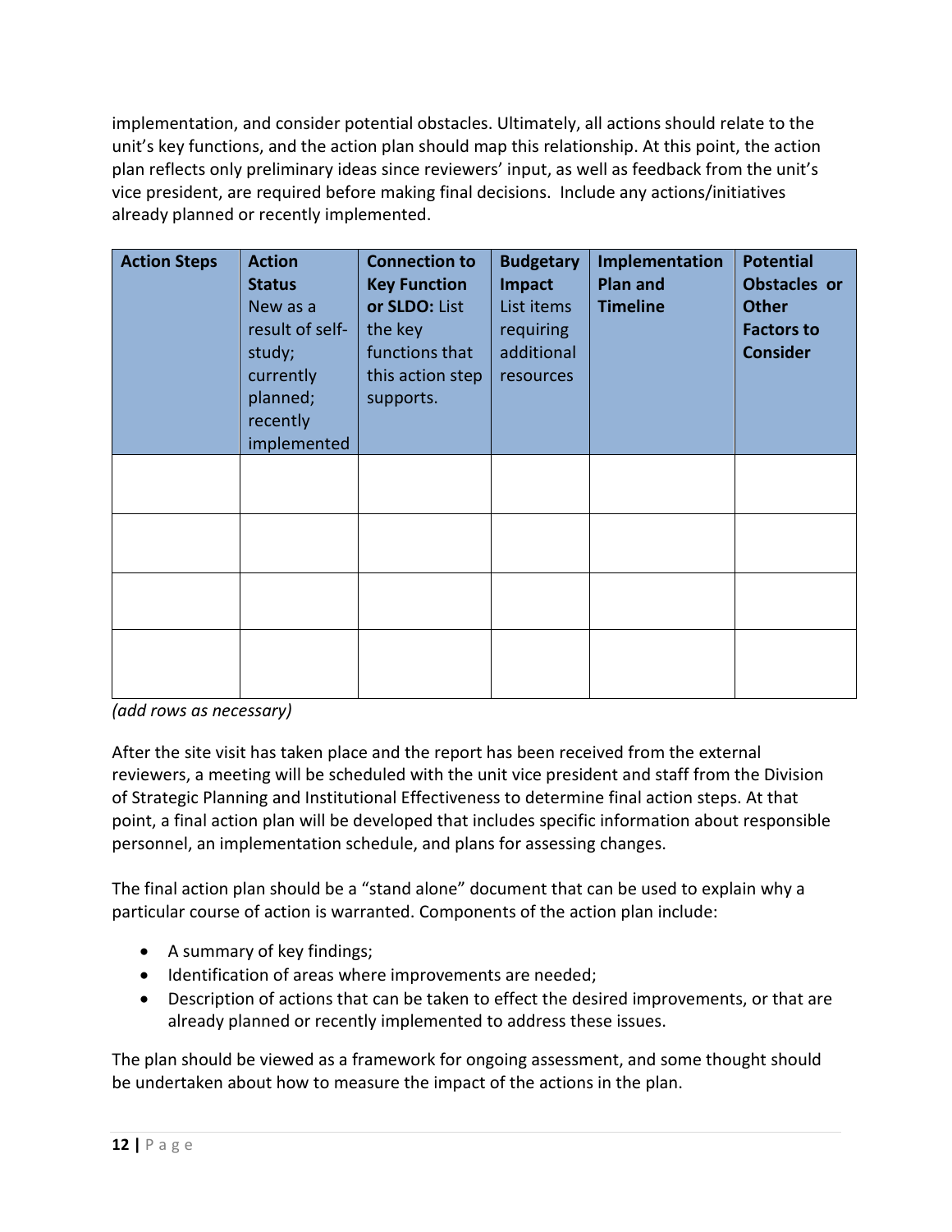implementation, and consider potential obstacles. Ultimately, all actions should relate to the unit's key functions, and the action plan should map this relationship. At this point, the action plan reflects only preliminary ideas since reviewers' input, as well as feedback from the unit's vice president, are required before making final decisions. Include any actions/initiatives already planned or recently implemented.

| **Action Steps** | **Action Status** New as a result of self-study; currently planned; recently implemented | **Connection to Key Function or SLDO:** List the key functions that this action step supports. | **Budgetary Impact** List items requiring additional resources | **Implementation Plan and Timeline** | **Potential Obstacles or Other Factors to Consider** |
|---|---|---|---|---|---|
| | | | | | |
| | | | | | |
| | | | | | |
| | | | | | |

*(add rows as necessary)*

After the site visit has taken place and the report has been received from the external reviewers, a meeting will be scheduled with the unit vice president and staff from the Division of Strategic Planning and Institutional Effectiveness to determine final action steps. At that point, a final action plan will be developed that includes specific information about responsible personnel, an implementation schedule, and plans for assessing changes.

The final action plan should be a "stand alone" document that can be used to explain why a particular course of action is warranted. Components of the action plan include:

- A summary of key findings;
- Identification of areas where improvements are needed;
- Description of actions that can be taken to effect the desired improvements, or that are already planned or recently implemented to address these issues.

The plan should be viewed as a framework for ongoing assessment, and some thought should be undertaken about how to measure the impact of the actions in the plan.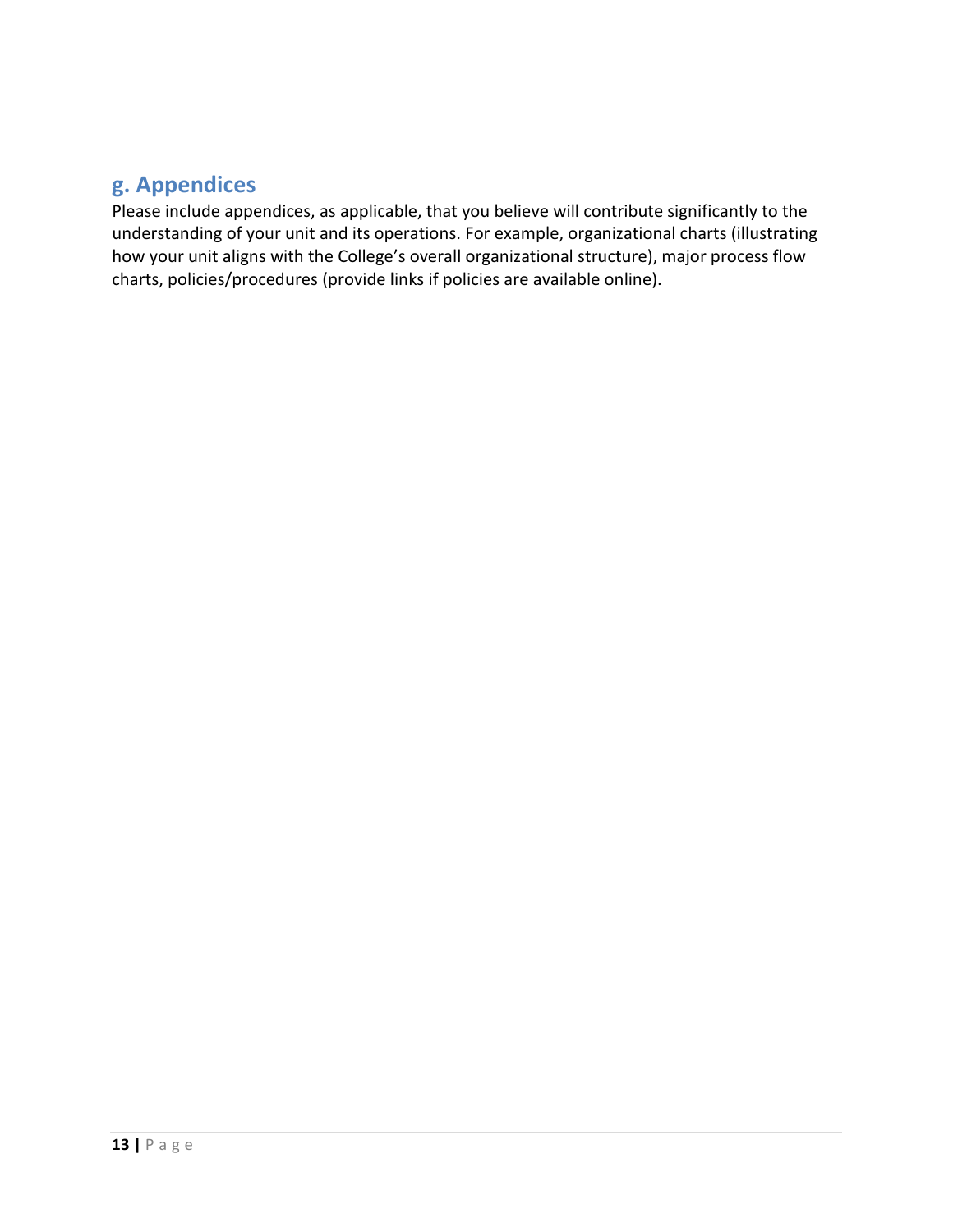## g. Appendices

Please include appendices, as applicable, that you believe will contribute significantly to the understanding of your unit and its operations. For example, organizational charts (illustrating how your unit aligns with the College's overall organizational structure), major process flow charts, policies/procedures (provide links if policies are available online).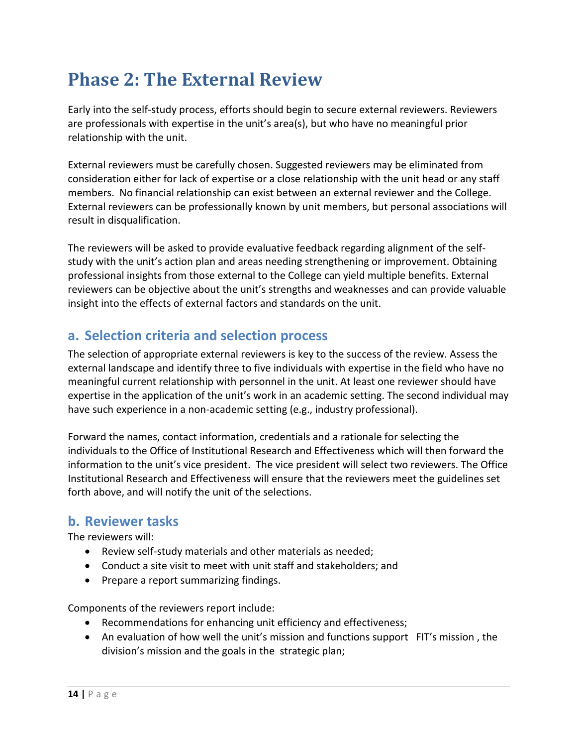# Phase 2: The External Review

Early into the self-study process, efforts should begin to secure external reviewers. Reviewers are professionals with expertise in the unit's area(s), but who have no meaningful prior relationship with the unit.

External reviewers must be carefully chosen. Suggested reviewers may be eliminated from consideration either for lack of expertise or a close relationship with the unit head or any staff members. No financial relationship can exist between an external reviewer and the College. External reviewers can be professionally known by unit members, but personal associations will result in disqualification.

The reviewers will be asked to provide evaluative feedback regarding alignment of the self-study with the unit's action plan and areas needing strengthening or improvement. Obtaining professional insights from those external to the College can yield multiple benefits. External reviewers can be objective about the unit's strengths and weaknesses and can provide valuable insight into the effects of external factors and standards on the unit.

## a. Selection criteria and selection process

The selection of appropriate external reviewers is key to the success of the review. Assess the external landscape and identify three to five individuals with expertise in the field who have no meaningful current relationship with personnel in the unit. At least one reviewer should have expertise in the application of the unit's work in an academic setting. The second individual may have such experience in a non-academic setting (e.g., industry professional).

Forward the names, contact information, credentials and a rationale for selecting the individuals to the Office of Institutional Research and Effectiveness which will then forward the information to the unit's vice president. The vice president will select two reviewers. The Office Institutional Research and Effectiveness will ensure that the reviewers meet the guidelines set forth above, and will notify the unit of the selections.

## b. Reviewer tasks

The reviewers will:

- Review self-study materials and other materials as needed;
- Conduct a site visit to meet with unit staff and stakeholders; and
- Prepare a report summarizing findings.

Components of the reviewers report include:

- Recommendations for enhancing unit efficiency and effectiveness;
- An evaluation of how well the unit's mission and functions support FIT's mission , the division's mission and the goals in the strategic plan;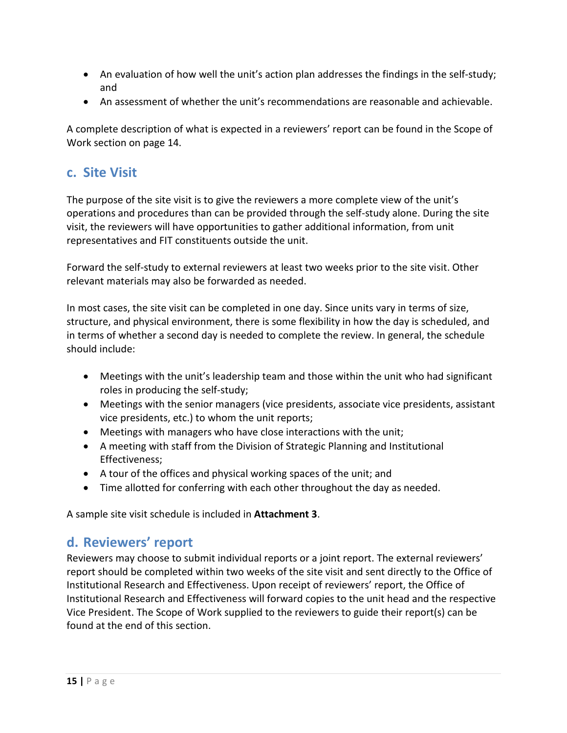- An evaluation of how well the unit's action plan addresses the findings in the self-study; and
- An assessment of whether the unit's recommendations are reasonable and achievable.

A complete description of what is expected in a reviewers' report can be found in the Scope of Work section on page 14.

## c. Site Visit

The purpose of the site visit is to give the reviewers a more complete view of the unit's operations and procedures than can be provided through the self-study alone. During the site visit, the reviewers will have opportunities to gather additional information, from unit representatives and FIT constituents outside the unit.

Forward the self-study to external reviewers at least two weeks prior to the site visit. Other relevant materials may also be forwarded as needed.

In most cases, the site visit can be completed in one day. Since units vary in terms of size, structure, and physical environment, there is some flexibility in how the day is scheduled, and in terms of whether a second day is needed to complete the review. In general, the schedule should include:

- Meetings with the unit's leadership team and those within the unit who had significant roles in producing the self-study;
- Meetings with the senior managers (vice presidents, associate vice presidents, assistant vice presidents, etc.) to whom the unit reports;
- Meetings with managers who have close interactions with the unit;
- A meeting with staff from the Division of Strategic Planning and Institutional Effectiveness;
- A tour of the offices and physical working spaces of the unit; and
- Time allotted for conferring with each other throughout the day as needed.

A sample site visit schedule is included in **Attachment 3**.

## d. Reviewers' report

Reviewers may choose to submit individual reports or a joint report. The external reviewers' report should be completed within two weeks of the site visit and sent directly to the Office of Institutional Research and Effectiveness. Upon receipt of reviewers' report, the Office of Institutional Research and Effectiveness will forward copies to the unit head and the respective Vice President. The Scope of Work supplied to the reviewers to guide their report(s) can be found at the end of this section.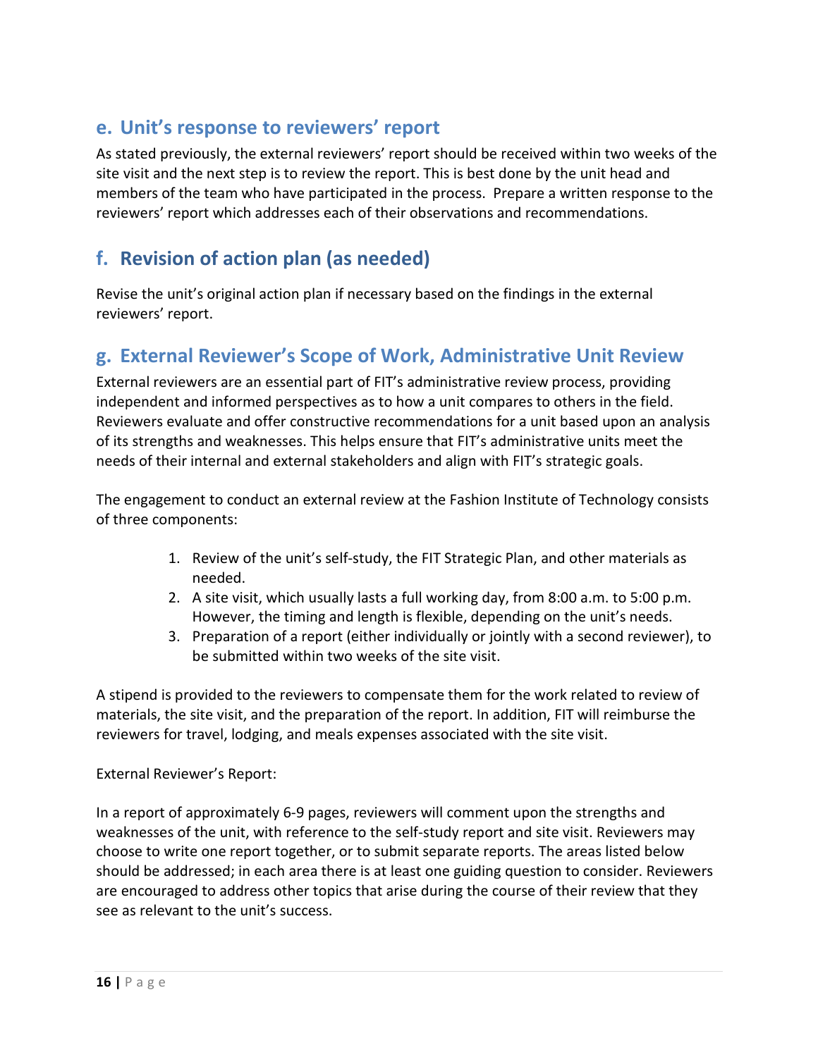## e. Unit's response to reviewers' report

As stated previously, the external reviewers' report should be received within two weeks of the site visit and the next step is to review the report. This is best done by the unit head and members of the team who have participated in the process. Prepare a written response to the reviewers' report which addresses each of their observations and recommendations.

## f. Revision of action plan (as needed)

Revise the unit's original action plan if necessary based on the findings in the external reviewers' report.

## g. External Reviewer's Scope of Work, Administrative Unit Review

External reviewers are an essential part of FIT's administrative review process, providing independent and informed perspectives as to how a unit compares to others in the field. Reviewers evaluate and offer constructive recommendations for a unit based upon an analysis of its strengths and weaknesses. This helps ensure that FIT's administrative units meet the needs of their internal and external stakeholders and align with FIT's strategic goals.

The engagement to conduct an external review at the Fashion Institute of Technology consists of three components:

1. Review of the unit's self-study, the FIT Strategic Plan, and other materials as needed.
2. A site visit, which usually lasts a full working day, from 8:00 a.m. to 5:00 p.m. However, the timing and length is flexible, depending on the unit's needs.
3. Preparation of a report (either individually or jointly with a second reviewer), to be submitted within two weeks of the site visit.

A stipend is provided to the reviewers to compensate them for the work related to review of materials, the site visit, and the preparation of the report. In addition, FIT will reimburse the reviewers for travel, lodging, and meals expenses associated with the site visit.

External Reviewer's Report:

In a report of approximately 6-9 pages, reviewers will comment upon the strengths and weaknesses of the unit, with reference to the self-study report and site visit. Reviewers may choose to write one report together, or to submit separate reports. The areas listed below should be addressed; in each area there is at least one guiding question to consider. Reviewers are encouraged to address other topics that arise during the course of their review that they see as relevant to the unit's success.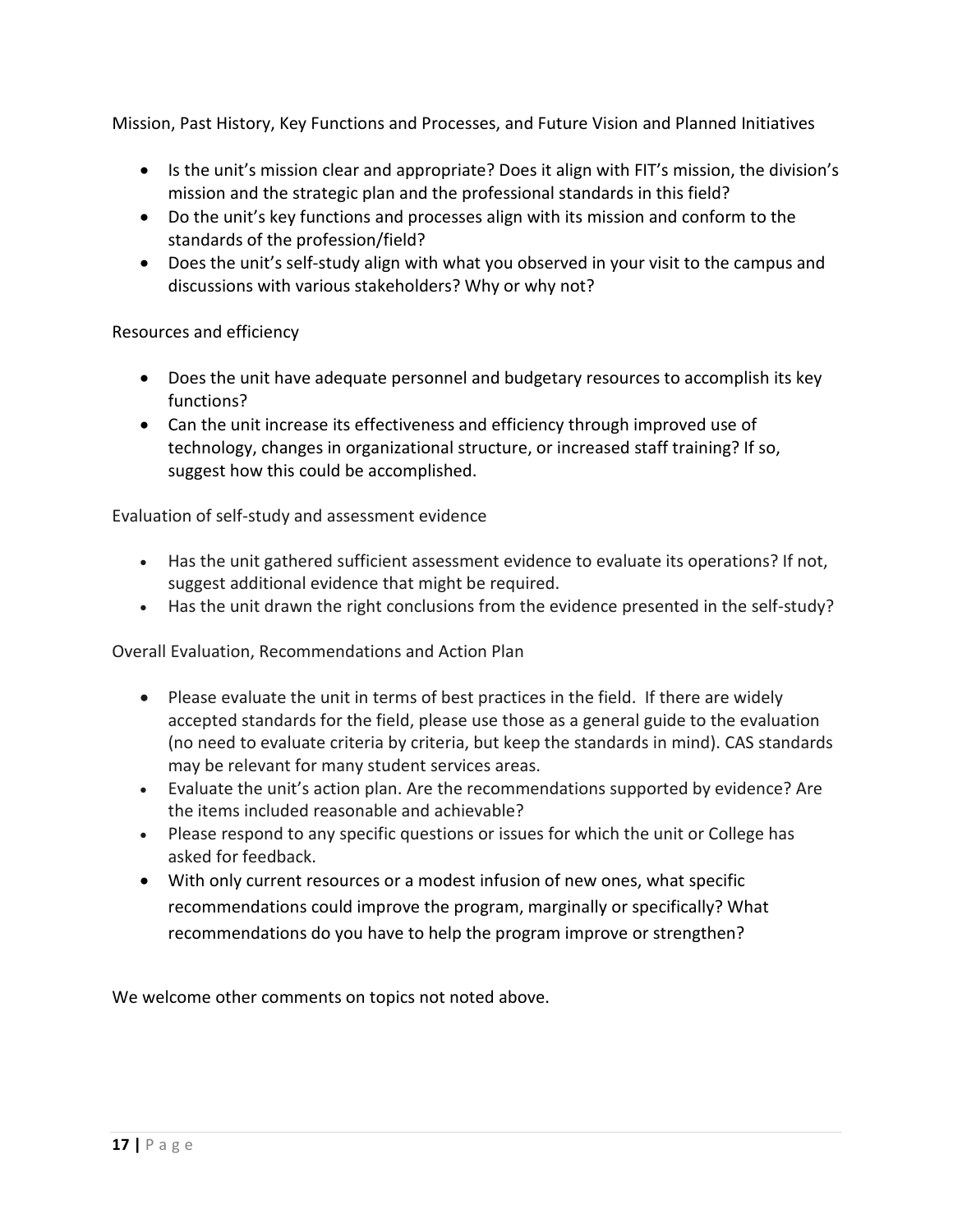Mission, Past History, Key Functions and Processes, and Future Vision and Planned Initiatives

- Is the unit's mission clear and appropriate? Does it align with FIT's mission, the division's mission and the strategic plan and the professional standards in this field?
- Do the unit's key functions and processes align with its mission and conform to the standards of the profession/field?
- Does the unit's self-study align with what you observed in your visit to the campus and discussions with various stakeholders? Why or why not?

Resources and efficiency

- Does the unit have adequate personnel and budgetary resources to accomplish its key functions?
- Can the unit increase its effectiveness and efficiency through improved use of technology, changes in organizational structure, or increased staff training? If so, suggest how this could be accomplished.

Evaluation of self-study and assessment evidence

- Has the unit gathered sufficient assessment evidence to evaluate its operations? If not, suggest additional evidence that might be required.
- Has the unit drawn the right conclusions from the evidence presented in the self-study?

Overall Evaluation, Recommendations and Action Plan

- Please evaluate the unit in terms of best practices in the field. If there are widely accepted standards for the field, please use those as a general guide to the evaluation (no need to evaluate criteria by criteria, but keep the standards in mind). CAS standards may be relevant for many student services areas.
- Evaluate the unit's action plan. Are the recommendations supported by evidence? Are the items included reasonable and achievable?
- Please respond to any specific questions or issues for which the unit or College has asked for feedback.
- With only current resources or a modest infusion of new ones, what specific recommendations could improve the program, marginally or specifically? What recommendations do you have to help the program improve or strengthen?

We welcome other comments on topics not noted above.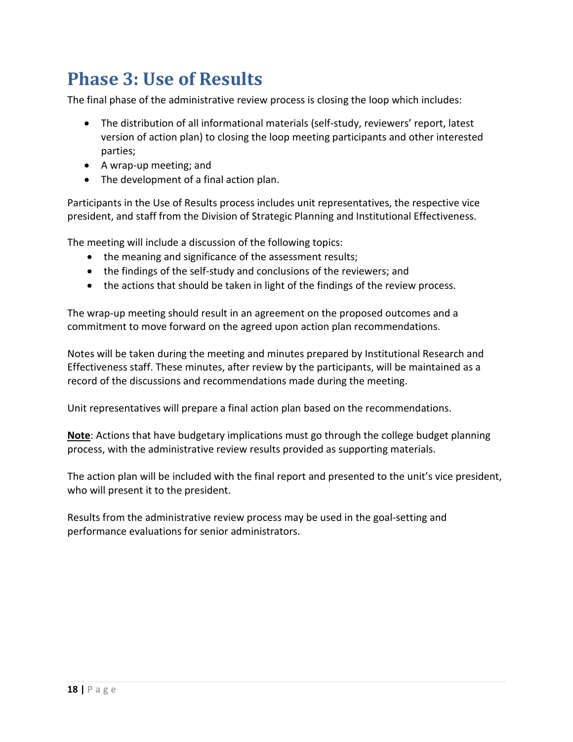# Phase 3: Use of Results

The final phase of the administrative review process is closing the loop which includes:

- The distribution of all informational materials (self-study, reviewers' report, latest version of action plan) to closing the loop meeting participants and other interested parties;
- A wrap-up meeting; and
- The development of a final action plan.

Participants in the Use of Results process includes unit representatives, the respective vice president, and staff from the Division of Strategic Planning and Institutional Effectiveness.

The meeting will include a discussion of the following topics:

- the meaning and significance of the assessment results;
- the findings of the self-study and conclusions of the reviewers; and
- the actions that should be taken in light of the findings of the review process.

The wrap-up meeting should result in an agreement on the proposed outcomes and a commitment to move forward on the agreed upon action plan recommendations.

Notes will be taken during the meeting and minutes prepared by Institutional Research and Effectiveness staff. These minutes, after review by the participants, will be maintained as a record of the discussions and recommendations made during the meeting.

Unit representatives will prepare a final action plan based on the recommendations.

**Note**: Actions that have budgetary implications must go through the college budget planning process, with the administrative review results provided as supporting materials.

The action plan will be included with the final report and presented to the unit's vice president, who will present it to the president.

Results from the administrative review process may be used in the goal-setting and performance evaluations for senior administrators.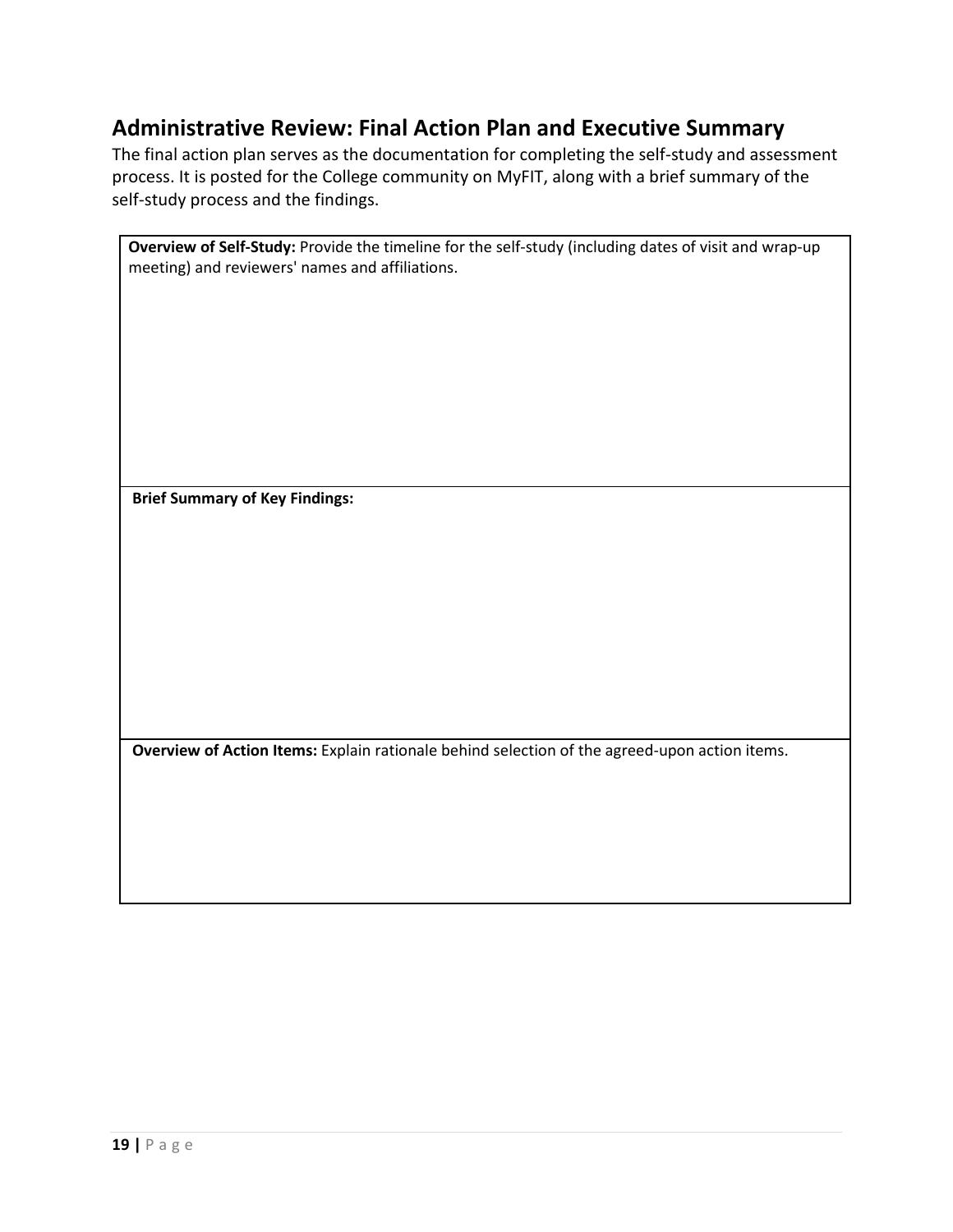## Administrative Review: Final Action Plan and Executive Summary

The final action plan serves as the documentation for completing the self-study and assessment process. It is posted for the College community on MyFIT, along with a brief summary of the self-study process and the findings.

| **Overview of Self-Study:** Provide the timeline for the self-study (including dates of visit and wrap-up meeting) and reviewers' names and affiliations. |
|---|
| **Brief Summary of Key Findings:** |
| **Overview of Action Items:** Explain rationale behind selection of the agreed-upon action items. |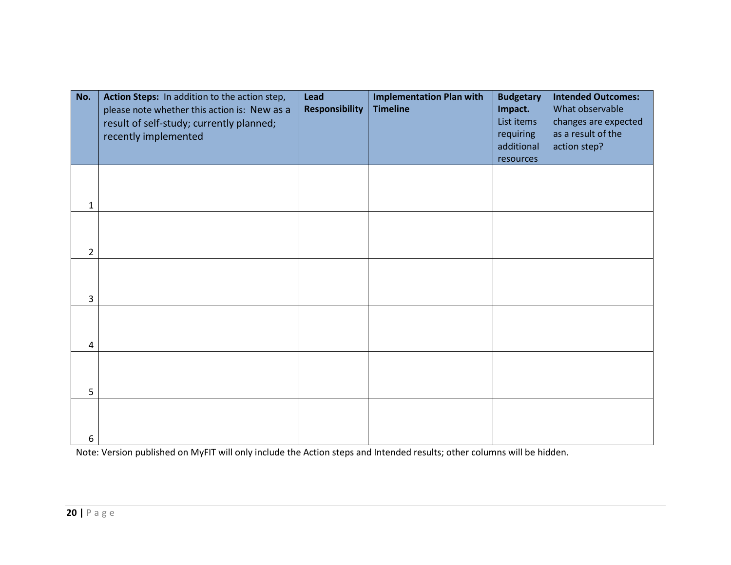| No. | **Action Steps:** In addition to the action step, please note whether this action is: New as a result of self-study; currently planned; recently implemented | **Lead Responsibility** | **Implementation Plan with Timeline** | **Budgetary Impact.** List items requiring additional resources | **Intended Outcomes:** What observable changes are expected as a result of the action step? |
|---|---|---|---|---|---|
| 1 | | | | | |
| 2 | | | | | |
| 3 | | | | | |
| 4 | | | | | |
| 5 | | | | | |
| 6 | | | | | |

Note: Version published on MyFIT will only include the Action steps and Intended results; other columns will be hidden.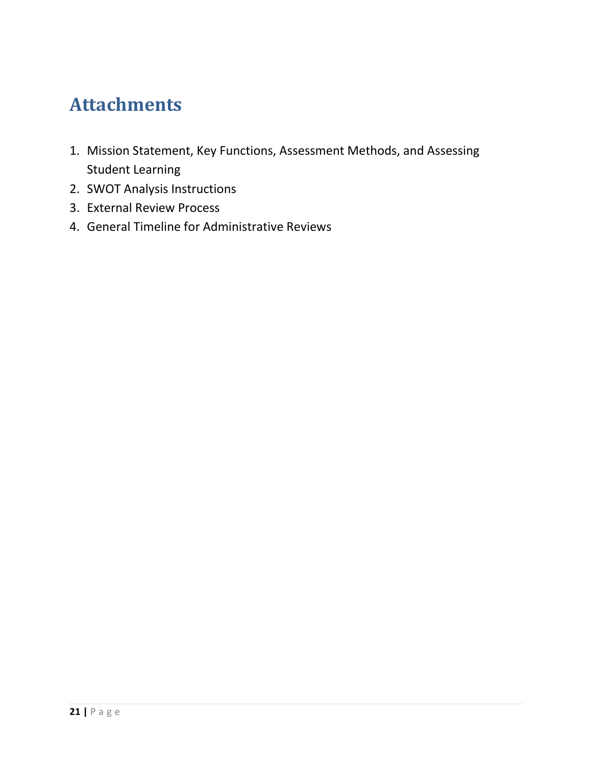# Attachments

1. Mission Statement, Key Functions, Assessment Methods, and Assessing Student Learning
2. SWOT Analysis Instructions
3. External Review Process
4. General Timeline for Administrative Reviews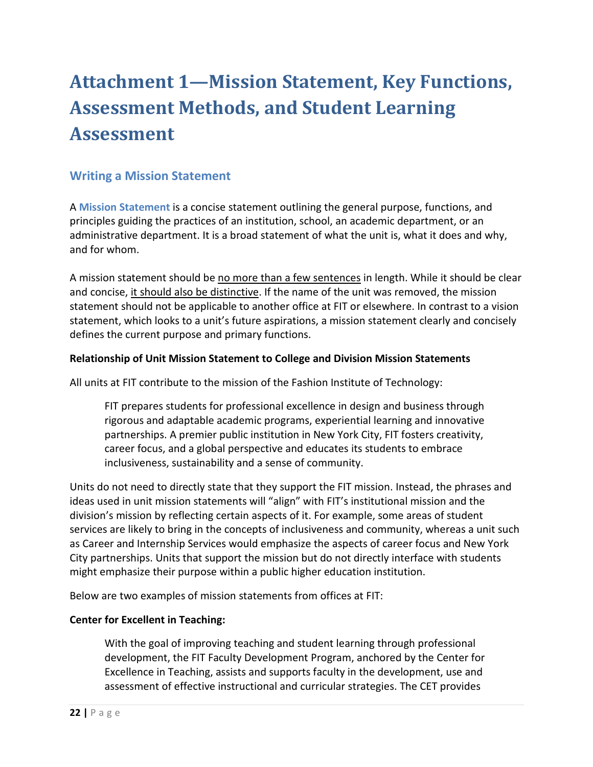# Attachment 1—Mission Statement, Key Functions, Assessment Methods, and Student Learning Assessment

## Writing a Mission Statement

A **Mission Statement** is a concise statement outlining the general purpose, functions, and principles guiding the practices of an institution, school, an academic department, or an administrative department. It is a broad statement of what the unit is, what it does and why, and for whom.

A mission statement should be no more than a few sentences in length. While it should be clear and concise, it should also be distinctive. If the name of the unit was removed, the mission statement should not be applicable to another office at FIT or elsewhere. In contrast to a vision statement, which looks to a unit's future aspirations, a mission statement clearly and concisely defines the current purpose and primary functions.

**Relationship of Unit Mission Statement to College and Division Mission Statements**

All units at FIT contribute to the mission of the Fashion Institute of Technology:

> FIT prepares students for professional excellence in design and business through rigorous and adaptable academic programs, experiential learning and innovative partnerships. A premier public institution in New York City, FIT fosters creativity, career focus, and a global perspective and educates its students to embrace inclusiveness, sustainability and a sense of community.

Units do not need to directly state that they support the FIT mission. Instead, the phrases and ideas used in unit mission statements will "align" with FIT's institutional mission and the division's mission by reflecting certain aspects of it. For example, some areas of student services are likely to bring in the concepts of inclusiveness and community, whereas a unit such as Career and Internship Services would emphasize the aspects of career focus and New York City partnerships. Units that support the mission but do not directly interface with students might emphasize their purpose within a public higher education institution.

Below are two examples of mission statements from offices at FIT:

**Center for Excellent in Teaching:**

> With the goal of improving teaching and student learning through professional development, the FIT Faculty Development Program, anchored by the Center for Excellence in Teaching, assists and supports faculty in the development, use and assessment of effective instructional and curricular strategies. The CET provides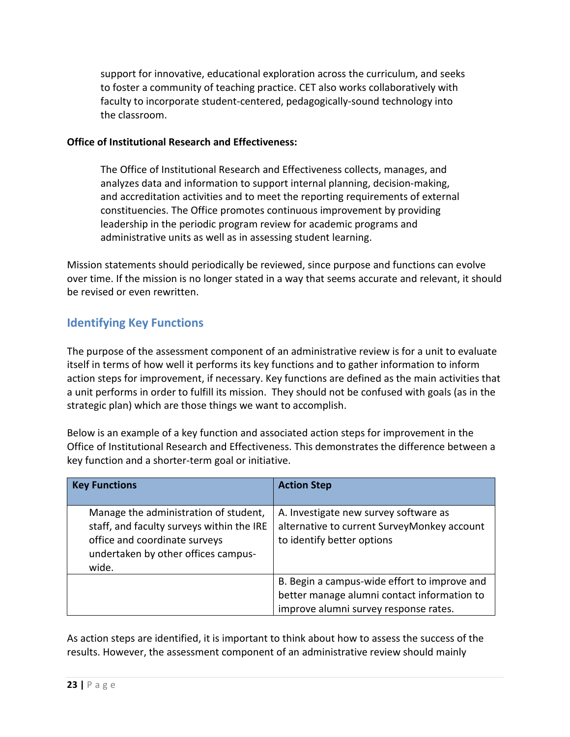support for innovative, educational exploration across the curriculum, and seeks to foster a community of teaching practice. CET also works collaboratively with faculty to incorporate student-centered, pedagogically-sound technology into the classroom.

**Office of Institutional Research and Effectiveness:**

> The Office of Institutional Research and Effectiveness collects, manages, and analyzes data and information to support internal planning, decision-making, and accreditation activities and to meet the reporting requirements of external constituencies. The Office promotes continuous improvement by providing leadership in the periodic program review for academic programs and administrative units as well as in assessing student learning.

Mission statements should periodically be reviewed, since purpose and functions can evolve over time. If the mission is no longer stated in a way that seems accurate and relevant, it should be revised or even rewritten.

## Identifying Key Functions

The purpose of the assessment component of an administrative review is for a unit to evaluate itself in terms of how well it performs its key functions and to gather information to inform action steps for improvement, if necessary. Key functions are defined as the main activities that a unit performs in order to fulfill its mission. They should not be confused with goals (as in the strategic plan) which are those things we want to accomplish.

Below is an example of a key function and associated action steps for improvement in the Office of Institutional Research and Effectiveness. This demonstrates the difference between a key function and a shorter-term goal or initiative.

| Key Functions | Action Step |
|---|---|
| Manage the administration of student, staff, and faculty surveys within the IRE office and coordinate surveys undertaken by other offices campus-wide. | A. Investigate new survey software as alternative to current SurveyMonkey account to identify better options |
| | B. Begin a campus-wide effort to improve and better manage alumni contact information to improve alumni survey response rates. |

As action steps are identified, it is important to think about how to assess the success of the results. However, the assessment component of an administrative review should mainly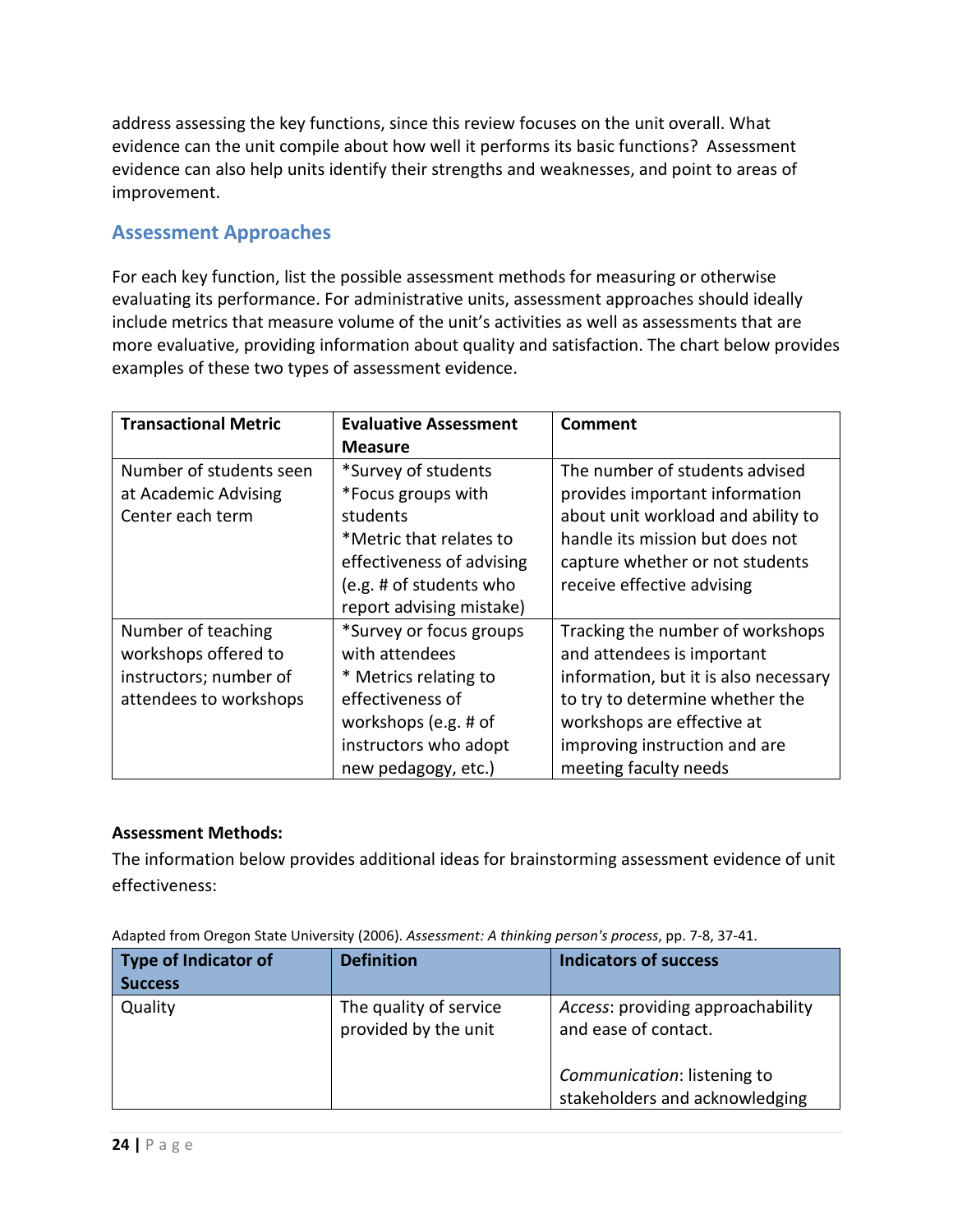address assessing the key functions, since this review focuses on the unit overall. What evidence can the unit compile about how well it performs its basic functions? Assessment evidence can also help units identify their strengths and weaknesses, and point to areas of improvement.

## Assessment Approaches

For each key function, list the possible assessment methods for measuring or otherwise evaluating its performance. For administrative units, assessment approaches should ideally include metrics that measure volume of the unit's activities as well as assessments that are more evaluative, providing information about quality and satisfaction. The chart below provides examples of these two types of assessment evidence.

| Transactional Metric | Evaluative Assessment Measure | Comment |
|---|---|---|
| Number of students seen at Academic Advising Center each term | *Survey of students<br>*Focus groups with students<br>*Metric that relates to effectiveness of advising (e.g. # of students who report advising mistake) | The number of students advised provides important information about unit workload and ability to handle its mission but does not capture whether or not students receive effective advising |
| Number of teaching workshops offered to instructors; number of attendees to workshops | *Survey or focus groups with attendees<br>* Metrics relating to effectiveness of workshops (e.g. # of instructors who adopt new pedagogy, etc.) | Tracking the number of workshops and attendees is important information, but it is also necessary to try to determine whether the workshops are effective at improving instruction and are meeting faculty needs |

**Assessment Methods:**

The information below provides additional ideas for brainstorming assessment evidence of unit effectiveness:

Adapted from Oregon State University (2006). *Assessment: A thinking person's process*, pp. 7-8, 37-41.

| Type of Indicator of Success | Definition | Indicators of success |
|---|---|---|
| Quality | The quality of service provided by the unit | *Access*: providing approachability and ease of contact.<br><br>*Communication*: listening to stakeholders and acknowledging |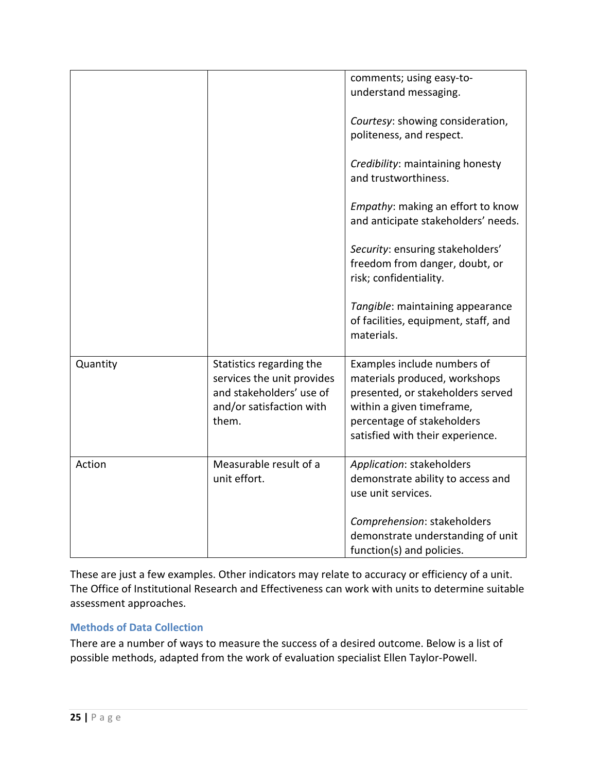| | | |
|---|---|---|
| | | comments; using easy-to-understand messaging.<br><br>*Courtesy*: showing consideration, politeness, and respect.<br><br>*Credibility*: maintaining honesty and trustworthiness.<br><br>*Empathy*: making an effort to know and anticipate stakeholders' needs.<br><br>*Security*: ensuring stakeholders' freedom from danger, doubt, or risk; confidentiality.<br><br>*Tangible*: maintaining appearance of facilities, equipment, staff, and materials. |
| Quantity | Statistics regarding the services the unit provides and stakeholders' use of and/or satisfaction with them. | Examples include numbers of materials produced, workshops presented, or stakeholders served within a given timeframe, percentage of stakeholders satisfied with their experience. |
| Action | Measurable result of a unit effort. | *Application*: stakeholders demonstrate ability to access and use unit services.<br><br>*Comprehension*: stakeholders demonstrate understanding of unit function(s) and policies. |

These are just a few examples. Other indicators may relate to accuracy or efficiency of a unit. The Office of Institutional Research and Effectiveness can work with units to determine suitable assessment approaches.

### Methods of Data Collection

There are a number of ways to measure the success of a desired outcome. Below is a list of possible methods, adapted from the work of evaluation specialist Ellen Taylor-Powell.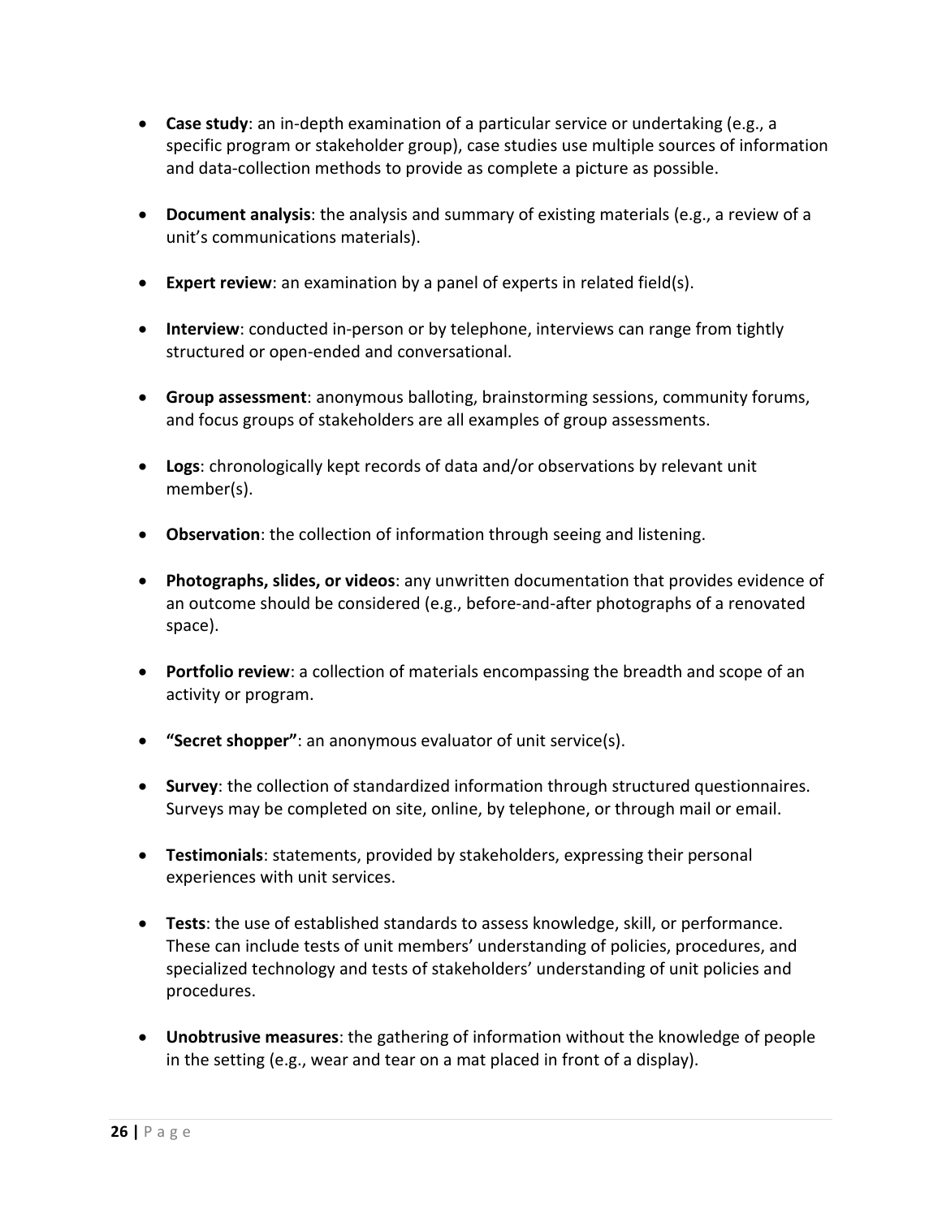- **Case study**: an in-depth examination of a particular service or undertaking (e.g., a specific program or stakeholder group), case studies use multiple sources of information and data-collection methods to provide as complete a picture as possible.

- **Document analysis**: the analysis and summary of existing materials (e.g., a review of a unit's communications materials).

- **Expert review**: an examination by a panel of experts in related field(s).

- **Interview**: conducted in-person or by telephone, interviews can range from tightly structured or open-ended and conversational.

- **Group assessment**: anonymous balloting, brainstorming sessions, community forums, and focus groups of stakeholders are all examples of group assessments.

- **Logs**: chronologically kept records of data and/or observations by relevant unit member(s).

- **Observation**: the collection of information through seeing and listening.

- **Photographs, slides, or videos**: any unwritten documentation that provides evidence of an outcome should be considered (e.g., before-and-after photographs of a renovated space).

- **Portfolio review**: a collection of materials encompassing the breadth and scope of an activity or program.

- **"Secret shopper"**: an anonymous evaluator of unit service(s).

- **Survey**: the collection of standardized information through structured questionnaires. Surveys may be completed on site, online, by telephone, or through mail or email.

- **Testimonials**: statements, provided by stakeholders, expressing their personal experiences with unit services.

- **Tests**: the use of established standards to assess knowledge, skill, or performance. These can include tests of unit members' understanding of policies, procedures, and specialized technology and tests of stakeholders' understanding of unit policies and procedures.

- **Unobtrusive measures**: the gathering of information without the knowledge of people in the setting (e.g., wear and tear on a mat placed in front of a display).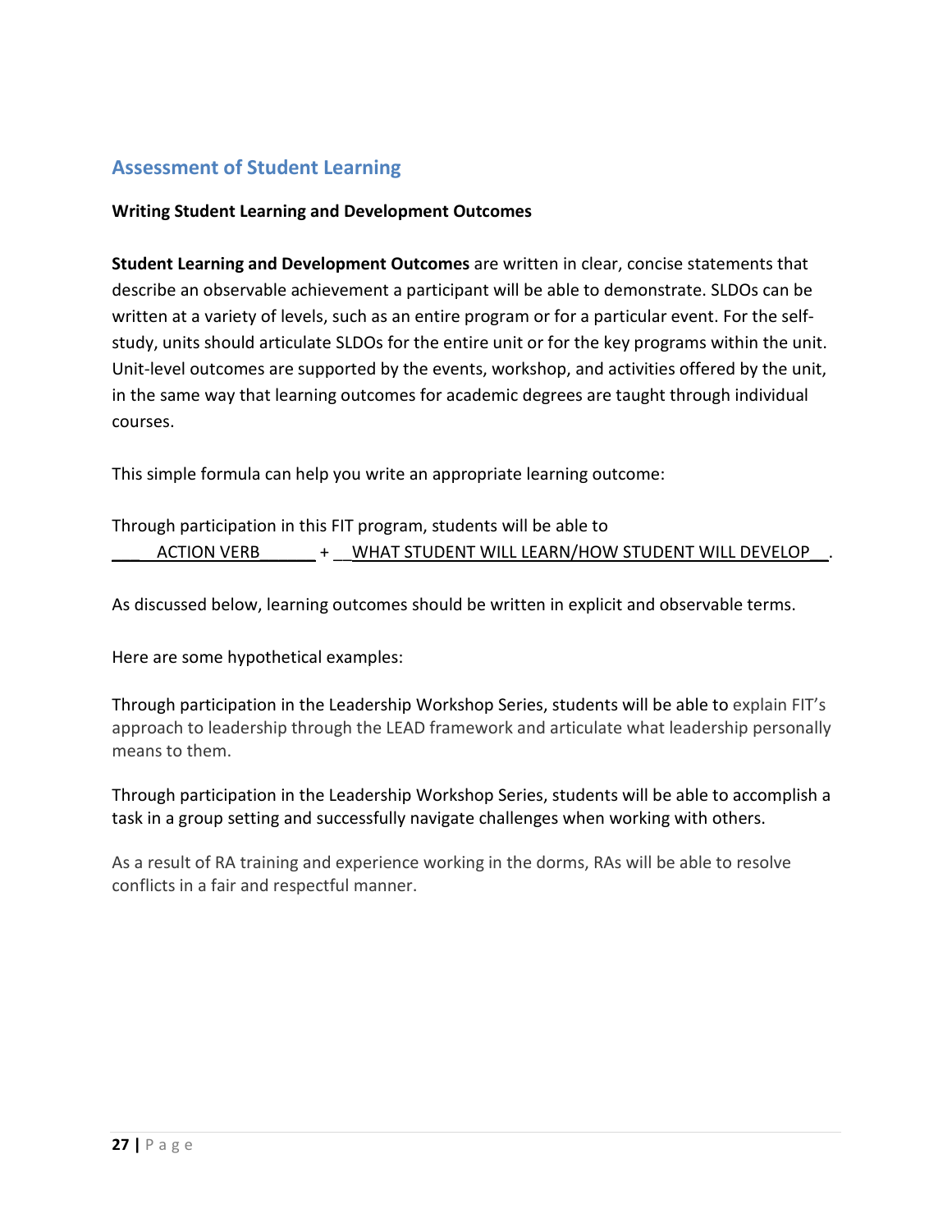## Assessment of Student Learning

**Writing Student Learning and Development Outcomes**

**Student Learning and Development Outcomes** are written in clear, concise statements that describe an observable achievement a participant will be able to demonstrate. SLDOs can be written at a variety of levels, such as an entire program or for a particular event. For the self-study, units should articulate SLDOs for the entire unit or for the key programs within the unit. Unit-level outcomes are supported by the events, workshop, and activities offered by the unit, in the same way that learning outcomes for academic degrees are taught through individual courses.

This simple formula can help you write an appropriate learning outcome:

Through participation in this FIT program, students will be able to
\_\_\_\_ACTION VERB\_\_\_\_\_\_ + \_\_WHAT STUDENT WILL LEARN/HOW STUDENT WILL DEVELOP\_\_.

As discussed below, learning outcomes should be written in explicit and observable terms.

Here are some hypothetical examples:

Through participation in the Leadership Workshop Series, students will be able to explain FIT's approach to leadership through the LEAD framework and articulate what leadership personally means to them.

Through participation in the Leadership Workshop Series, students will be able to accomplish a task in a group setting and successfully navigate challenges when working with others.

As a result of RA training and experience working in the dorms, RAs will be able to resolve conflicts in a fair and respectful manner.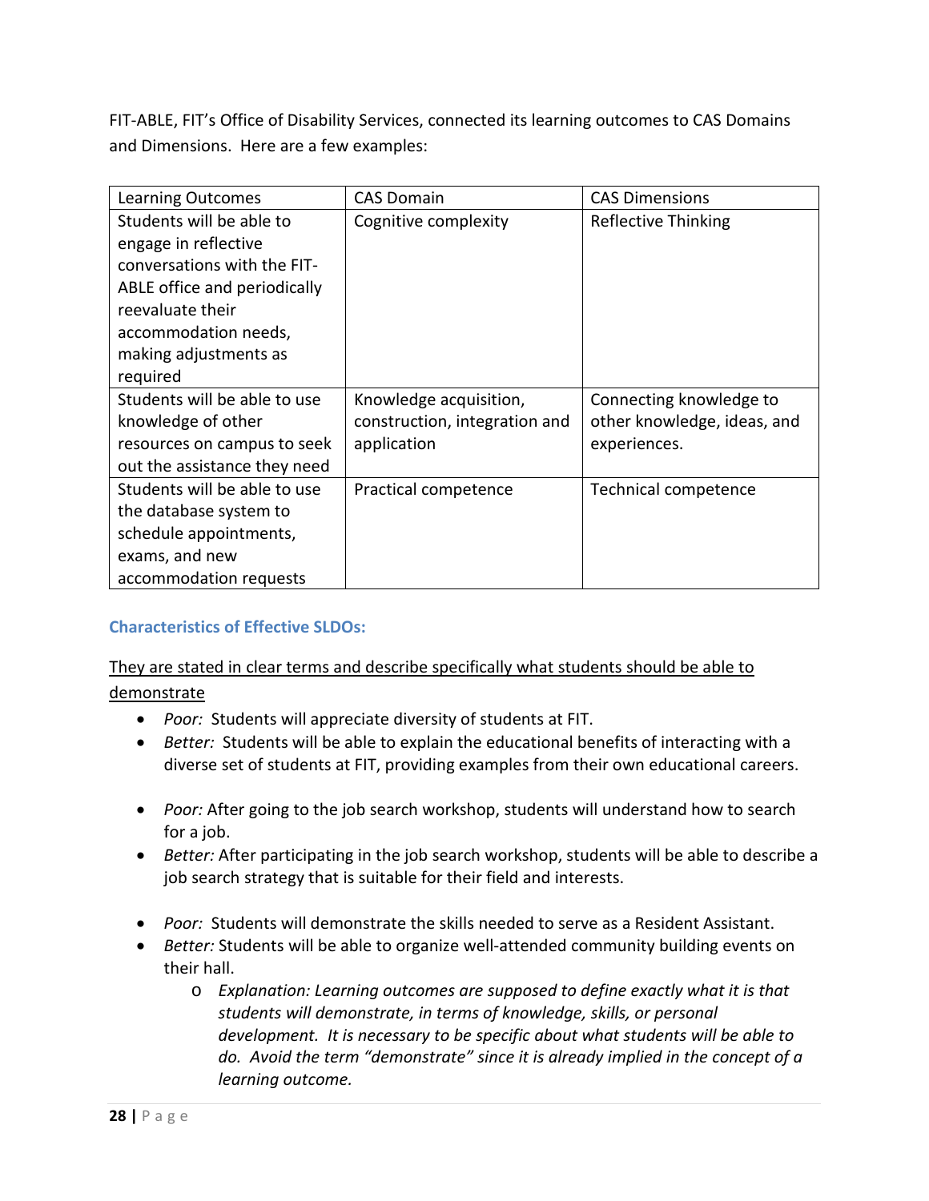FIT-ABLE, FIT's Office of Disability Services, connected its learning outcomes to CAS Domains and Dimensions. Here are a few examples:

| Learning Outcomes | CAS Domain | CAS Dimensions |
|---|---|---|
| Students will be able to engage in reflective conversations with the FIT-ABLE office and periodically reevaluate their accommodation needs, making adjustments as required | Cognitive complexity | Reflective Thinking |
| Students will be able to use knowledge of other resources on campus to seek out the assistance they need | Knowledge acquisition, construction, integration and application | Connecting knowledge to other knowledge, ideas, and experiences. |
| Students will be able to use the database system to schedule appointments, exams, and new accommodation requests | Practical competence | Technical competence |

### Characteristics of Effective SLDOs:

<u>They are stated in clear terms and describe specifically what students should be able to demonstrate</u>

- *Poor:* Students will appreciate diversity of students at FIT.
- *Better:* Students will be able to explain the educational benefits of interacting with a diverse set of students at FIT, providing examples from their own educational careers.

- *Poor:* After going to the job search workshop, students will understand how to search for a job.
- *Better:* After participating in the job search workshop, students will be able to describe a job search strategy that is suitable for their field and interests.

- *Poor:* Students will demonstrate the skills needed to serve as a Resident Assistant.
- *Better:* Students will be able to organize well-attended community building events on their hall.
  - *Explanation: Learning outcomes are supposed to define exactly what it is that students will demonstrate, in terms of knowledge, skills, or personal development. It is necessary to be specific about what students will be able to do. Avoid the term "demonstrate" since it is already implied in the concept of a learning outcome.*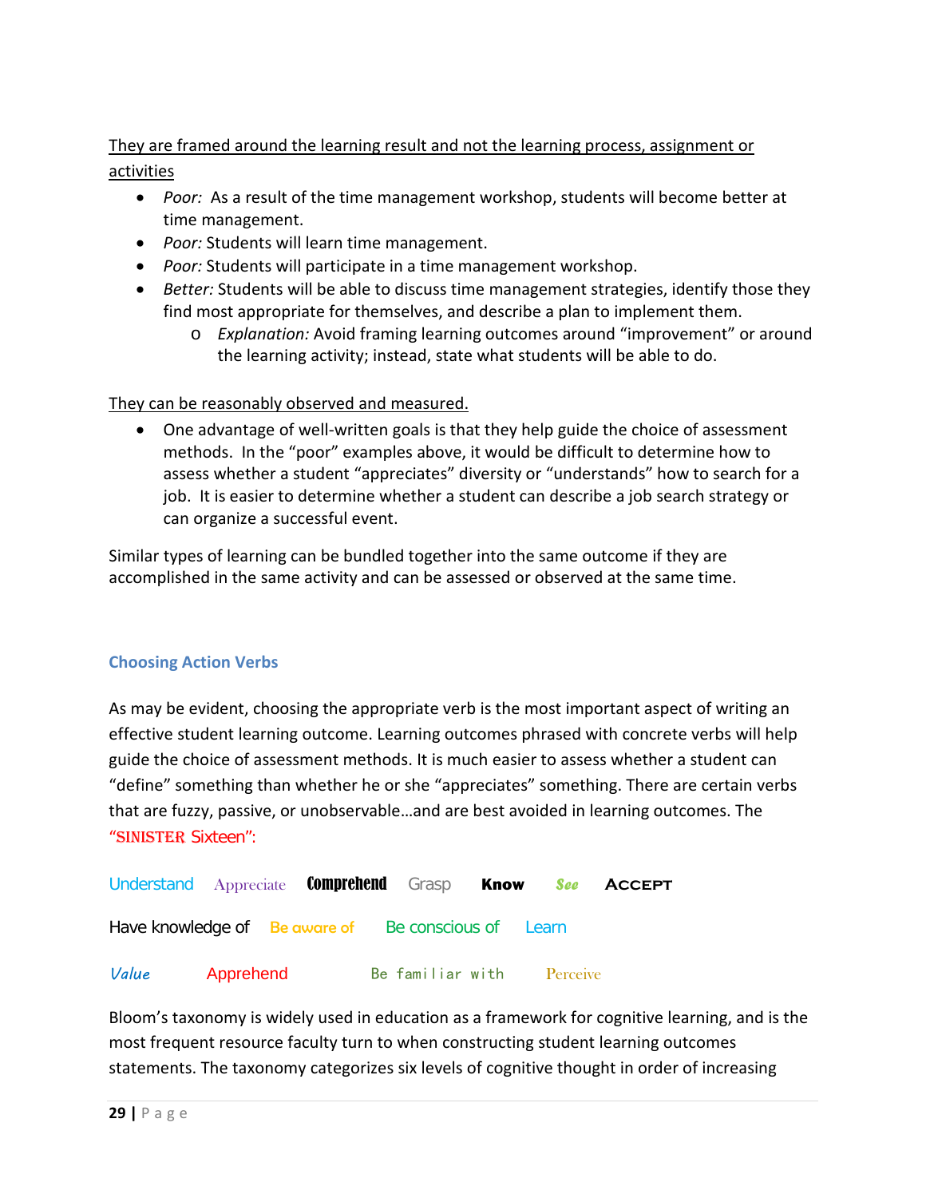<u>They are framed around the learning result and not the learning process, assignment or activities</u>

- *Poor:* As a result of the time management workshop, students will become better at time management.
- *Poor:* Students will learn time management.
- *Poor:* Students will participate in a time management workshop.
- *Better:* Students will be able to discuss time management strategies, identify those they find most appropriate for themselves, and describe a plan to implement them.
  - *Explanation:* Avoid framing learning outcomes around "improvement" or around the learning activity; instead, state what students will be able to do.

<u>They can be reasonably observed and measured.</u>

- One advantage of well-written goals is that they help guide the choice of assessment methods. In the "poor" examples above, it would be difficult to determine how to assess whether a student "appreciates" diversity or "understands" how to search for a job. It is easier to determine whether a student can describe a job search strategy or can organize a successful event.

Similar types of learning can be bundled together into the same outcome if they are accomplished in the same activity and can be assessed or observed at the same time.

### Choosing Action Verbs

As may be evident, choosing the appropriate verb is the most important aspect of writing an effective student learning outcome. Learning outcomes phrased with concrete verbs will help guide the choice of assessment methods. It is much easier to assess whether a student can "define" something than whether he or she "appreciates" something. There are certain verbs that are fuzzy, passive, or unobservable…and are best avoided in learning outcomes. The "SINISTER Sixteen":

Understand  Appreciate  Comprehend  Grasp  Know  See  ACCEPT

Have knowledge of  Be aware of  Be conscious of  Learn

Value  Apprehend  Be familiar with  Perceive

Bloom's taxonomy is widely used in education as a framework for cognitive learning, and is the most frequent resource faculty turn to when constructing student learning outcomes statements. The taxonomy categorizes six levels of cognitive thought in order of increasing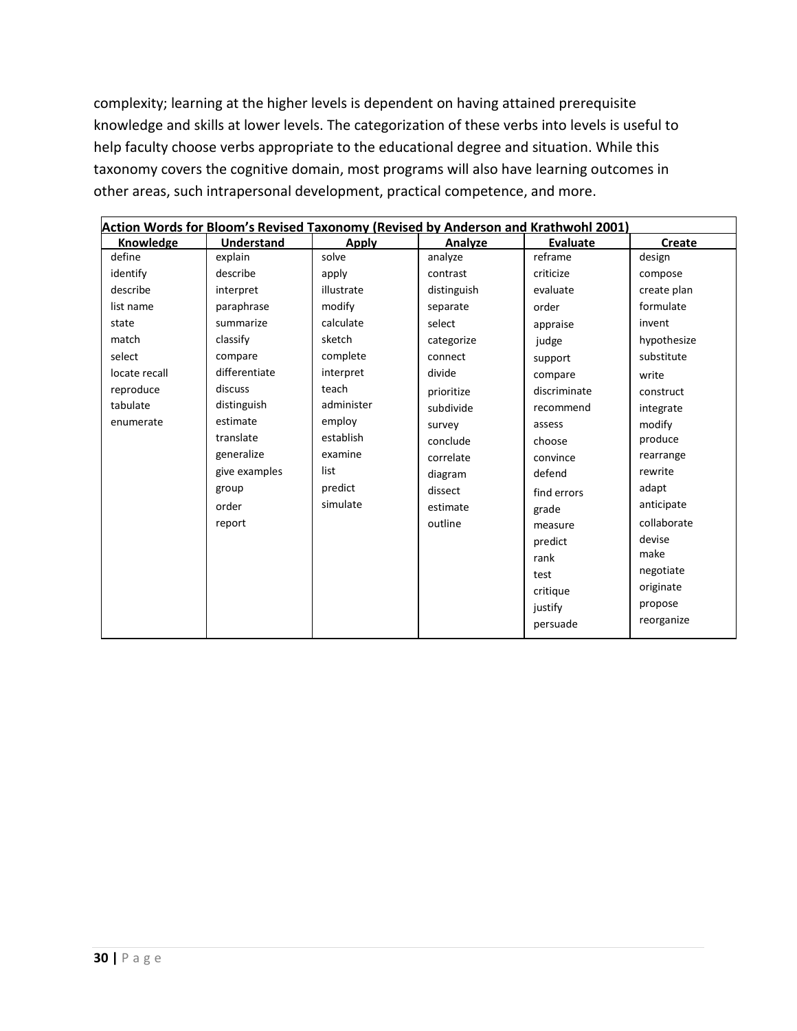complexity; learning at the higher levels is dependent on having attained prerequisite knowledge and skills at lower levels. The categorization of these verbs into levels is useful to help faculty choose verbs appropriate to the educational degree and situation. While this taxonomy covers the cognitive domain, most programs will also have learning outcomes in other areas, such intrapersonal development, practical competence, and more.

**Action Words for Bloom's Revised Taxonomy (Revised by Anderson and Krathwohl 2001)**

| Knowledge | Understand | Apply | Analyze | Evaluate | Create |
|---|---|---|---|---|---|
| define | explain | solve | analyze | reframe | design |
| identify | describe | apply | contrast | criticize | compose |
| describe | interpret | illustrate | distinguish | evaluate | create plan |
| list name | paraphrase | modify | separate | order | formulate |
| state | summarize | calculate | select | appraise | invent |
| match | classify | sketch | categorize | judge | hypothesize |
| select | compare | complete | connect | support | substitute |
| locate recall | differentiate | interpret | divide | compare | write |
| reproduce | discuss | teach | prioritize | discriminate | construct |
| tabulate | distinguish | administer | subdivide | recommend | integrate |
| enumerate | estimate | employ | survey | assess | modify |
| | translate | establish | conclude | choose | produce |
| | generalize | examine | correlate | convince | rearrange |
| | give examples | list | diagram | defend | rewrite |
| | group | predict | dissect | find errors | adapt |
| | order | simulate | estimate | grade | anticipate |
| | report | | outline | measure | collaborate |
| | | | | predict | devise |
| | | | | rank | make |
| | | | | test | negotiate |
| | | | | critique | originate |
| | | | | justify | propose |
| | | | | persuade | reorganize |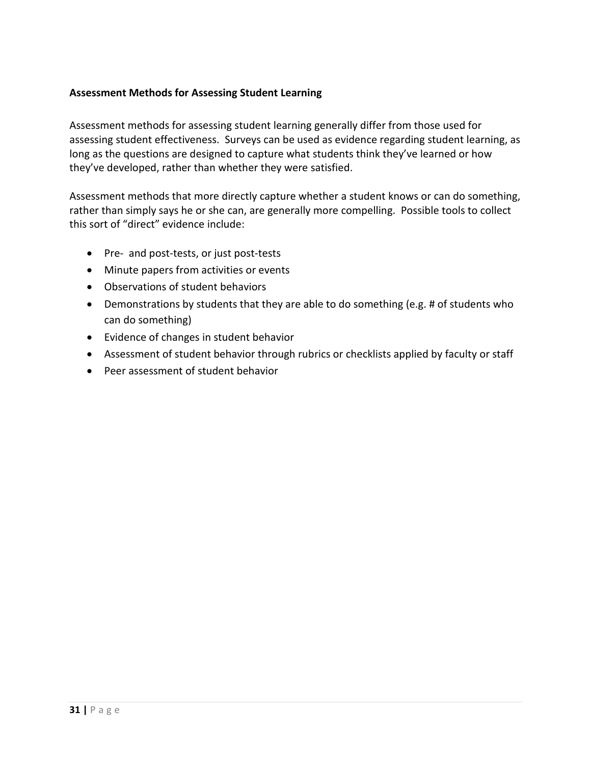**Assessment Methods for Assessing Student Learning**

Assessment methods for assessing student learning generally differ from those used for assessing student effectiveness. Surveys can be used as evidence regarding student learning, as long as the questions are designed to capture what students think they've learned or how they've developed, rather than whether they were satisfied.

Assessment methods that more directly capture whether a student knows or can do something, rather than simply says he or she can, are generally more compelling. Possible tools to collect this sort of "direct" evidence include:

- Pre- and post-tests, or just post-tests
- Minute papers from activities or events
- Observations of student behaviors
- Demonstrations by students that they are able to do something (e.g. # of students who can do something)
- Evidence of changes in student behavior
- Assessment of student behavior through rubrics or checklists applied by faculty or staff
- Peer assessment of student behavior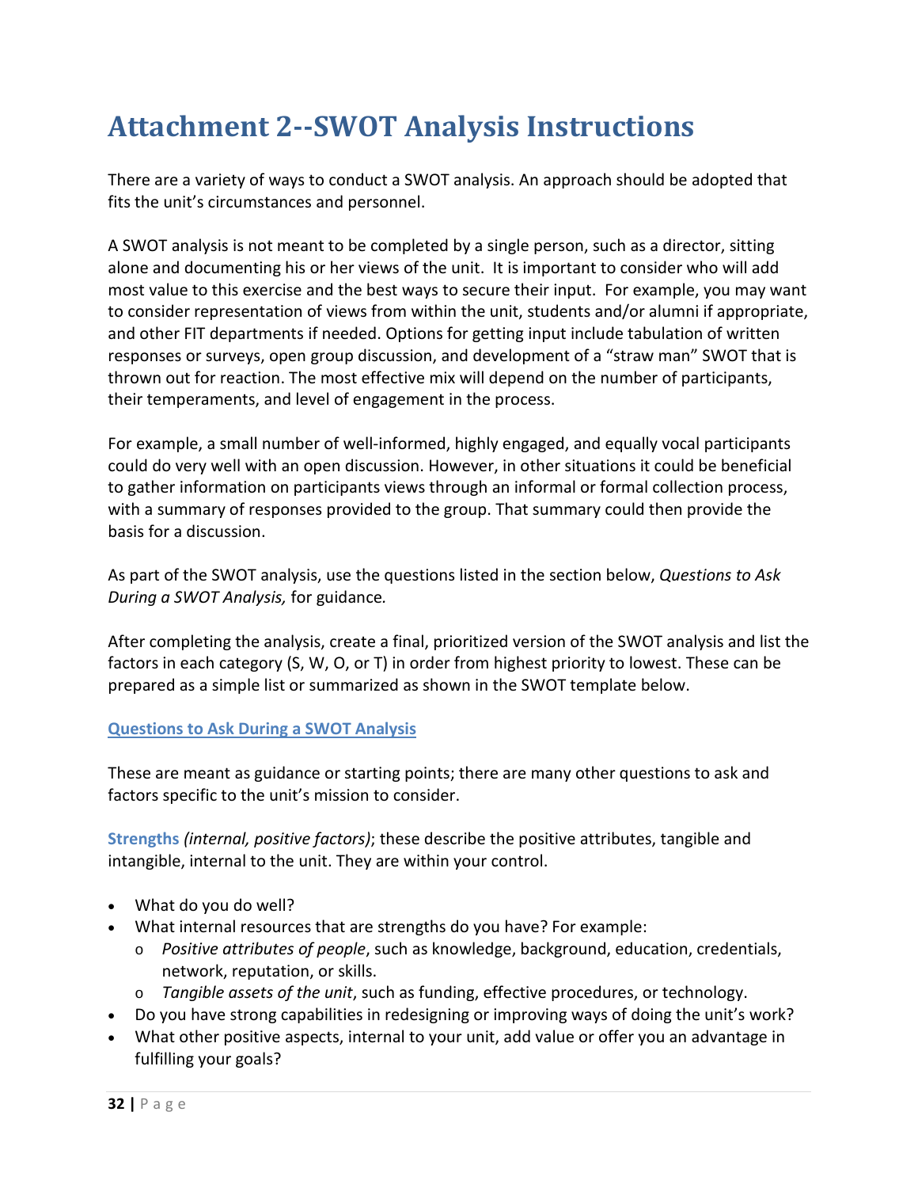# Attachment 2--SWOT Analysis Instructions

There are a variety of ways to conduct a SWOT analysis. An approach should be adopted that fits the unit's circumstances and personnel.

A SWOT analysis is not meant to be completed by a single person, such as a director, sitting alone and documenting his or her views of the unit. It is important to consider who will add most value to this exercise and the best ways to secure their input. For example, you may want to consider representation of views from within the unit, students and/or alumni if appropriate, and other FIT departments if needed. Options for getting input include tabulation of written responses or surveys, open group discussion, and development of a "straw man" SWOT that is thrown out for reaction. The most effective mix will depend on the number of participants, their temperaments, and level of engagement in the process.

For example, a small number of well-informed, highly engaged, and equally vocal participants could do very well with an open discussion. However, in other situations it could be beneficial to gather information on participants views through an informal or formal collection process, with a summary of responses provided to the group. That summary could then provide the basis for a discussion.

As part of the SWOT analysis, use the questions listed in the section below, *Questions to Ask During a SWOT Analysis,* for guidance.

After completing the analysis, create a final, prioritized version of the SWOT analysis and list the factors in each category (S, W, O, or T) in order from highest priority to lowest. These can be prepared as a simple list or summarized as shown in the SWOT template below.

## Questions to Ask During a SWOT Analysis

These are meant as guidance or starting points; there are many other questions to ask and factors specific to the unit's mission to consider.

**Strengths** *(internal, positive factors)*; these describe the positive attributes, tangible and intangible, internal to the unit. They are within your control.

- What do you do well?
- What internal resources that are strengths do you have? For example:
  - *Positive attributes of people*, such as knowledge, background, education, credentials, network, reputation, or skills.
  - *Tangible assets of the unit*, such as funding, effective procedures, or technology.
- Do you have strong capabilities in redesigning or improving ways of doing the unit's work?
- What other positive aspects, internal to your unit, add value or offer you an advantage in fulfilling your goals?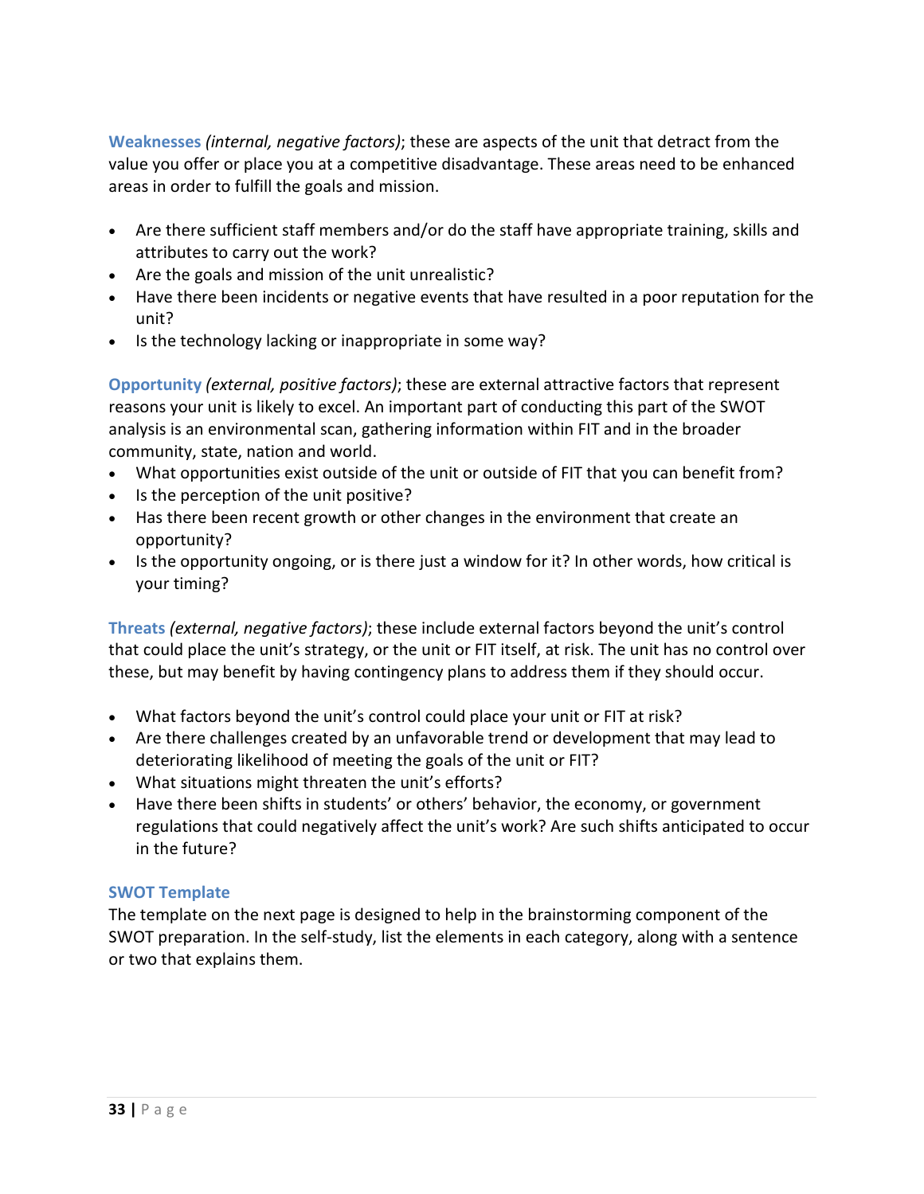**Weaknesses** *(internal, negative factors)*; these are aspects of the unit that detract from the value you offer or place you at a competitive disadvantage. These areas need to be enhanced areas in order to fulfill the goals and mission.

- Are there sufficient staff members and/or do the staff have appropriate training, skills and attributes to carry out the work?
- Are the goals and mission of the unit unrealistic?
- Have there been incidents or negative events that have resulted in a poor reputation for the unit?
- Is the technology lacking or inappropriate in some way?

**Opportunity** *(external, positive factors)*; these are external attractive factors that represent reasons your unit is likely to excel. An important part of conducting this part of the SWOT analysis is an environmental scan, gathering information within FIT and in the broader community, state, nation and world.

- What opportunities exist outside of the unit or outside of FIT that you can benefit from?
- Is the perception of the unit positive?
- Has there been recent growth or other changes in the environment that create an opportunity?
- Is the opportunity ongoing, or is there just a window for it? In other words, how critical is your timing?

**Threats** *(external, negative factors)*; these include external factors beyond the unit's control that could place the unit's strategy, or the unit or FIT itself, at risk. The unit has no control over these, but may benefit by having contingency plans to address them if they should occur.

- What factors beyond the unit's control could place your unit or FIT at risk?
- Are there challenges created by an unfavorable trend or development that may lead to deteriorating likelihood of meeting the goals of the unit or FIT?
- What situations might threaten the unit's efforts?
- Have there been shifts in students' or others' behavior, the economy, or government regulations that could negatively affect the unit's work? Are such shifts anticipated to occur in the future?

### SWOT Template

The template on the next page is designed to help in the brainstorming component of the SWOT preparation. In the self-study, list the elements in each category, along with a sentence or two that explains them.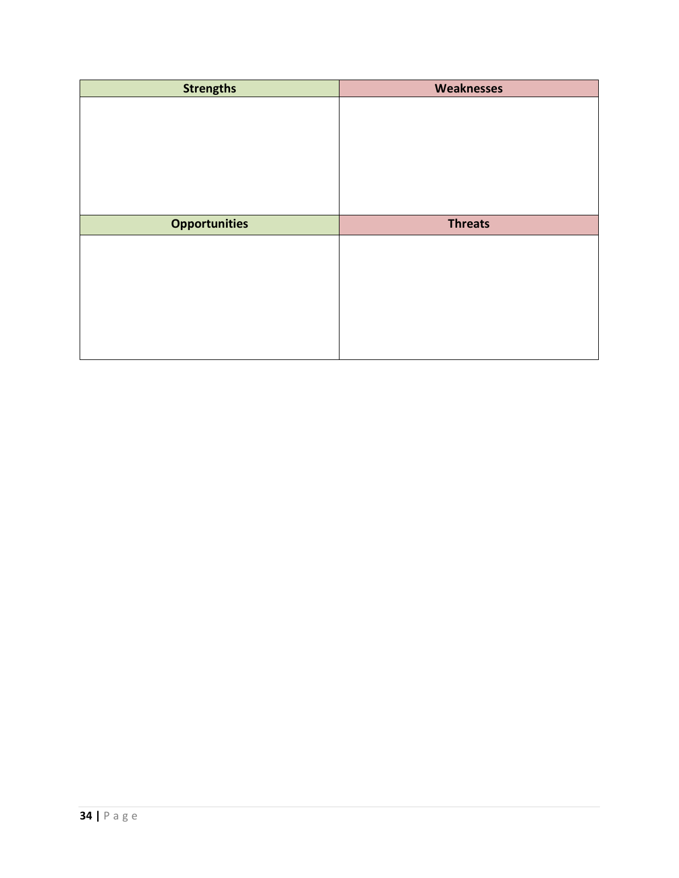| Strengths | Weaknesses |
| --- | --- |
| | |
| **Opportunities** | **Threats** |
| | |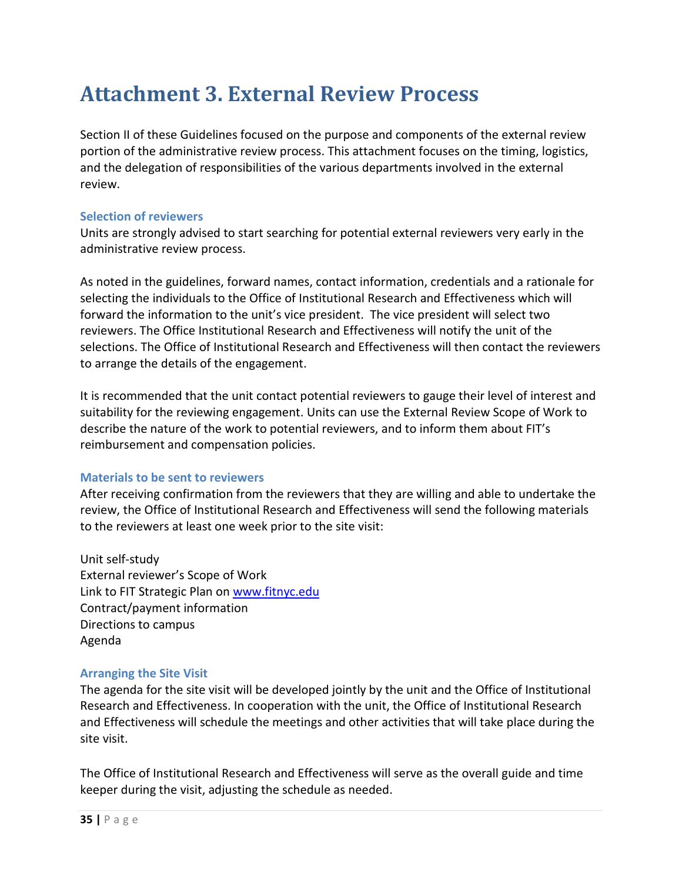# Attachment 3. External Review Process

Section II of these Guidelines focused on the purpose and components of the external review portion of the administrative review process. This attachment focuses on the timing, logistics, and the delegation of responsibilities of the various departments involved in the external review.

### Selection of reviewers

Units are strongly advised to start searching for potential external reviewers very early in the administrative review process.

As noted in the guidelines, forward names, contact information, credentials and a rationale for selecting the individuals to the Office of Institutional Research and Effectiveness which will forward the information to the unit's vice president. The vice president will select two reviewers. The Office Institutional Research and Effectiveness will notify the unit of the selections. The Office of Institutional Research and Effectiveness will then contact the reviewers to arrange the details of the engagement.

It is recommended that the unit contact potential reviewers to gauge their level of interest and suitability for the reviewing engagement. Units can use the External Review Scope of Work to describe the nature of the work to potential reviewers, and to inform them about FIT's reimbursement and compensation policies.

### Materials to be sent to reviewers

After receiving confirmation from the reviewers that they are willing and able to undertake the review, the Office of Institutional Research and Effectiveness will send the following materials to the reviewers at least one week prior to the site visit:

Unit self-study
External reviewer's Scope of Work
Link to FIT Strategic Plan on www.fitnyc.edu
Contract/payment information
Directions to campus
Agenda

### Arranging the Site Visit

The agenda for the site visit will be developed jointly by the unit and the Office of Institutional Research and Effectiveness. In cooperation with the unit, the Office of Institutional Research and Effectiveness will schedule the meetings and other activities that will take place during the site visit.

The Office of Institutional Research and Effectiveness will serve as the overall guide and time keeper during the visit, adjusting the schedule as needed.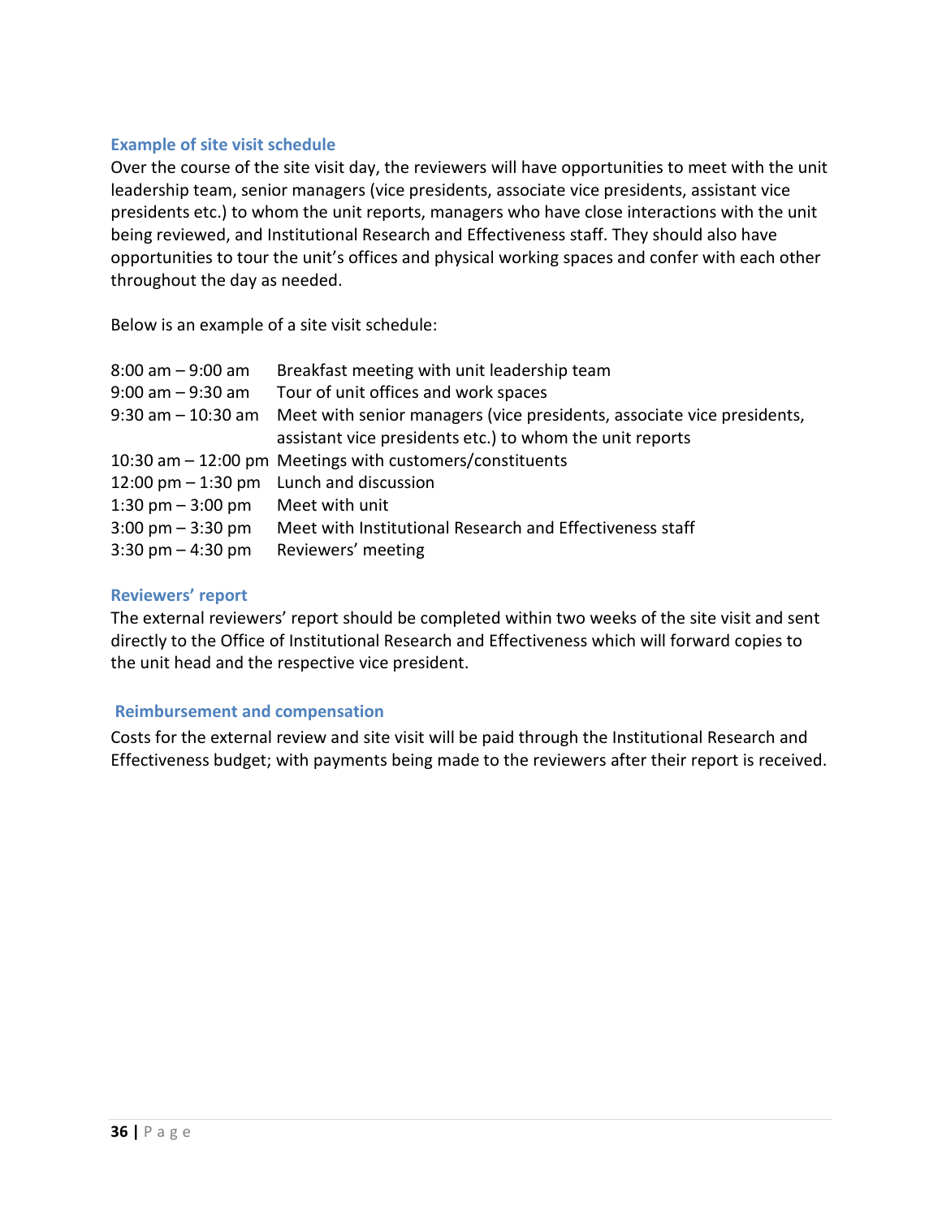### Example of site visit schedule

Over the course of the site visit day, the reviewers will have opportunities to meet with the unit leadership team, senior managers (vice presidents, associate vice presidents, assistant vice presidents etc.) to whom the unit reports, managers who have close interactions with the unit being reviewed, and Institutional Research and Effectiveness staff. They should also have opportunities to tour the unit's offices and physical working spaces and confer with each other throughout the day as needed.

Below is an example of a site visit schedule:

| Time | Activity |
| --- | --- |
| 8:00 am – 9:00 am | Breakfast meeting with unit leadership team |
| 9:00 am – 9:30 am | Tour of unit offices and work spaces |
| 9:30 am – 10:30 am | Meet with senior managers (vice presidents, associate vice presidents, assistant vice presidents etc.) to whom the unit reports |
| 10:30 am – 12:00 pm | Meetings with customers/constituents |
| 12:00 pm – 1:30 pm | Lunch and discussion |
| 1:30 pm – 3:00 pm | Meet with unit |
| 3:00 pm – 3:30 pm | Meet with Institutional Research and Effectiveness staff |
| 3:30 pm – 4:30 pm | Reviewers' meeting |

### Reviewers' report

The external reviewers' report should be completed within two weeks of the site visit and sent directly to the Office of Institutional Research and Effectiveness which will forward copies to the unit head and the respective vice president.

### Reimbursement and compensation

Costs for the external review and site visit will be paid through the Institutional Research and Effectiveness budget; with payments being made to the reviewers after their report is received.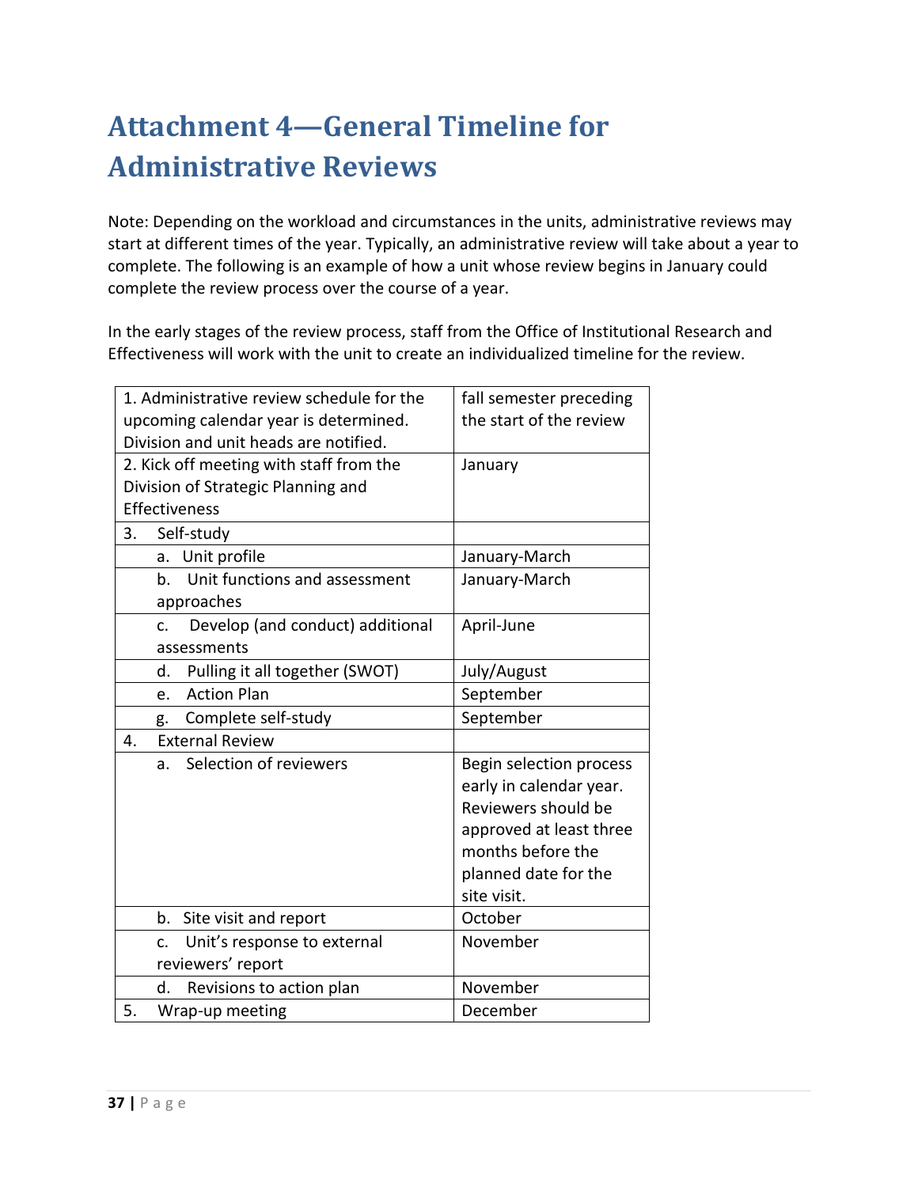# Attachment 4—General Timeline for Administrative Reviews

Note: Depending on the workload and circumstances in the units, administrative reviews may start at different times of the year. Typically, an administrative review will take about a year to complete. The following is an example of how a unit whose review begins in January could complete the review process over the course of a year.

In the early stages of the review process, staff from the Office of Institutional Research and Effectiveness will work with the unit to create an individualized timeline for the review.

| | |
|---|---|
| 1. Administrative review schedule for the upcoming calendar year is determined. Division and unit heads are notified. | fall semester preceding the start of the review |
| 2. Kick off meeting with staff from the Division of Strategic Planning and Effectiveness | January |
| 3. Self-study | |
| a. Unit profile | January-March |
| b. Unit functions and assessment approaches | January-March |
| c. Develop (and conduct) additional assessments | April-June |
| d. Pulling it all together (SWOT) | July/August |
| e. Action Plan | September |
| g. Complete self-study | September |
| 4. External Review | |
| a. Selection of reviewers | Begin selection process early in calendar year. Reviewers should be approved at least three months before the planned date for the site visit. |
| b. Site visit and report | October |
| c. Unit's response to external reviewers' report | November |
| d. Revisions to action plan | November |
| 5. Wrap-up meeting | December |